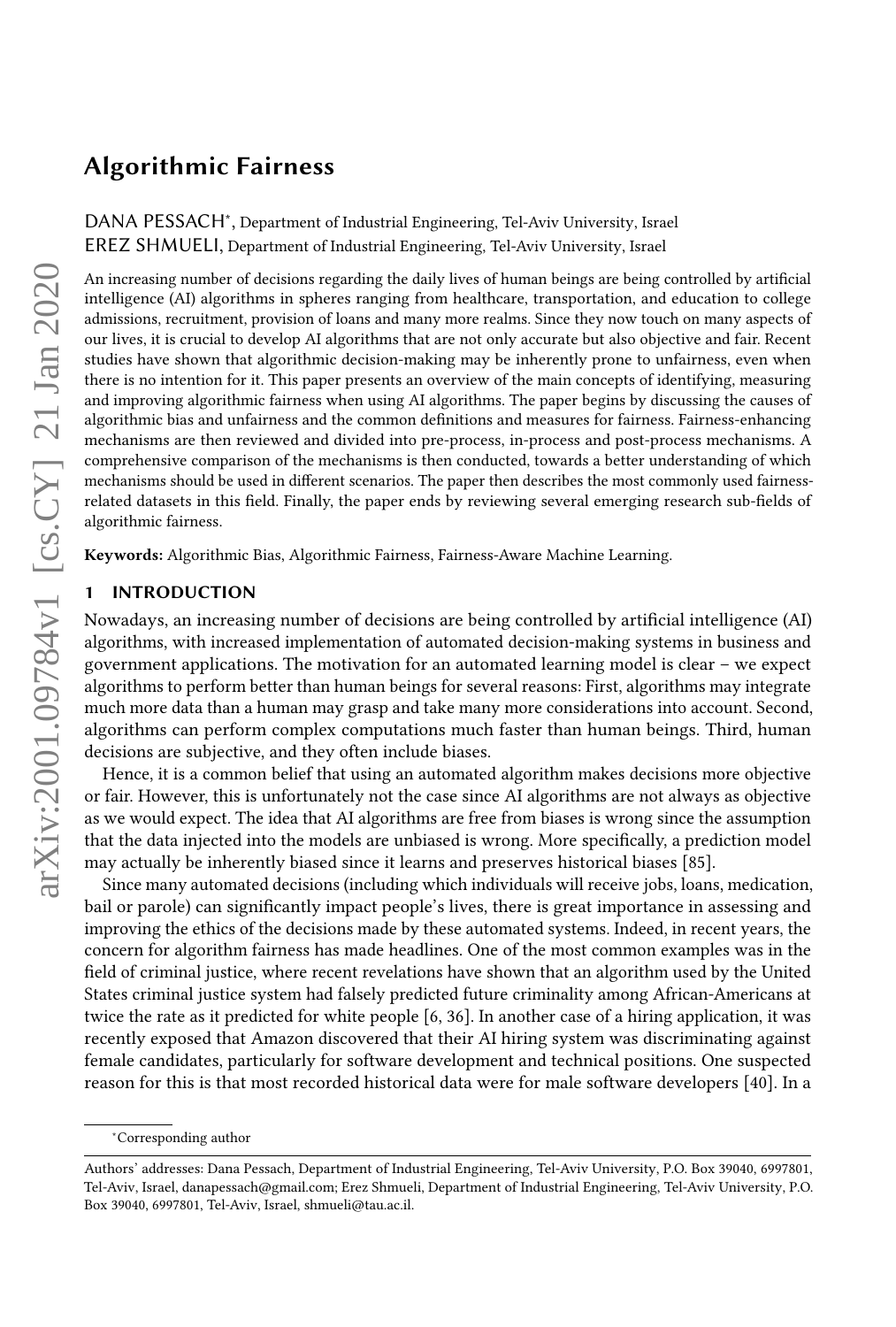# Algorithmic Fairness

DANA PESSACH[*], Department of Industrial Engineering, Tel-Aviv University, Israel
EREZ SHMUELI, Department of Industrial Engineering, Tel-Aviv University, Israel

An increasing number of decisions regarding the daily lives of human beings are being controlled by artificial intelligence (AI) algorithms in spheres ranging from healthcare, transportation, and education to college admissions, recruitment, provision of loans and many more realms. Since they now touch on many aspects of our lives, it is crucial to develop AI algorithms that are not only accurate but also objective and fair. Recent studies have shown that algorithmic decision-making may be inherently prone to unfairness, even when there is no intention for it. This paper presents an overview of the main concepts of identifying, measuring and improving algorithmic fairness when using AI algorithms. The paper begins by discussing the causes of algorithmic bias and unfairness and the common definitions and measures for fairness. Fairness-enhancing mechanisms are then reviewed and divided into pre-process, in-process and post-process mechanisms. A comprehensive comparison of the mechanisms is then conducted, towards a better understanding of which mechanisms should be used in different scenarios. The paper then describes the most commonly used fairness-related datasets in this field. Finally, the paper ends by reviewing several emerging research sub-fields of algorithmic fairness.

**Keywords:** Algorithmic Bias, Algorithmic Fairness, Fairness-Aware Machine Learning.

## 1 INTRODUCTION

Nowadays, an increasing number of decisions are being controlled by artificial intelligence (AI) algorithms, with increased implementation of automated decision-making systems in business and government applications. The motivation for an automated learning model is clear – we expect algorithms to perform better than human beings for several reasons: First, algorithms may integrate much more data than a human may grasp and take many more considerations into account. Second, algorithms can perform complex computations much faster than human beings. Third, human decisions are subjective, and they often include biases.

Hence, it is a common belief that using an automated algorithm makes decisions more objective or fair. However, this is unfortunately not the case since AI algorithms are not always as objective as we would expect. The idea that AI algorithms are free from biases is wrong since the assumption that the data injected into the models are unbiased is wrong. More specifically, a prediction model may actually be inherently biased since it learns and preserves historical biases [85].

Since many automated decisions (including which individuals will receive jobs, loans, medication, bail or parole) can significantly impact people's lives, there is great importance in assessing and improving the ethics of the decisions made by these automated systems. Indeed, in recent years, the concern for algorithm fairness has made headlines. One of the most common examples was in the field of criminal justice, where recent revelations have shown that an algorithm used by the United States criminal justice system had falsely predicted future criminality among African-Americans at twice the rate as it predicted for white people [6, 36]. In another case of a hiring application, it was recently exposed that Amazon discovered that their AI hiring system was discriminating against female candidates, particularly for software development and technical positions. One suspected reason for this is that most recorded historical data were for male software developers [40]. In a

[*]Corresponding author

Authors' addresses: Dana Pessach, Department of Industrial Engineering, Tel-Aviv University, P.O. Box 39040, 6997801, Tel-Aviv, Israel, danapessach@gmail.com; Erez Shmueli, Department of Industrial Engineering, Tel-Aviv University, P.O. Box 39040, 6997801, Tel-Aviv, Israel, shmueli@tau.ac.il.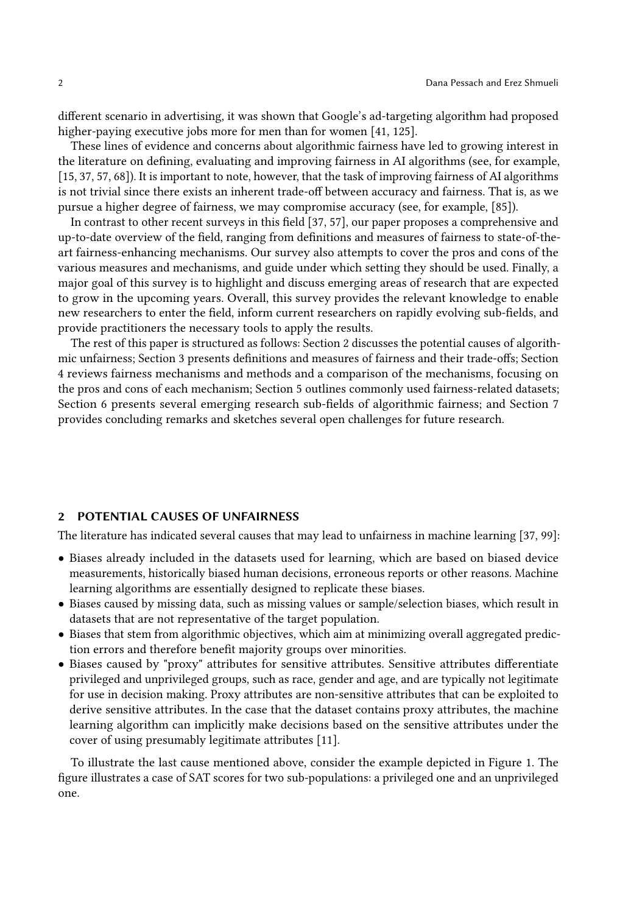different scenario in advertising, it was shown that Google's ad-targeting algorithm had proposed higher-paying executive jobs more for men than for women [41, 125].

These lines of evidence and concerns about algorithmic fairness have led to growing interest in the literature on defining, evaluating and improving fairness in AI algorithms (see, for example, [15, 37, 57, 68]). It is important to note, however, that the task of improving fairness of AI algorithms is not trivial since there exists an inherent trade-off between accuracy and fairness. That is, as we pursue a higher degree of fairness, we may compromise accuracy (see, for example, [85]).

In contrast to other recent surveys in this field [37, 57], our paper proposes a comprehensive and up-to-date overview of the field, ranging from definitions and measures of fairness to state-of-the-art fairness-enhancing mechanisms. Our survey also attempts to cover the pros and cons of the various measures and mechanisms, and guide under which setting they should be used. Finally, a major goal of this survey is to highlight and discuss emerging areas of research that are expected to grow in the upcoming years. Overall, this survey provides the relevant knowledge to enable new researchers to enter the field, inform current researchers on rapidly evolving sub-fields, and provide practitioners the necessary tools to apply the results.

The rest of this paper is structured as follows: Section 2 discusses the potential causes of algorithmic unfairness; Section 3 presents definitions and measures of fairness and their trade-offs; Section 4 reviews fairness mechanisms and methods and a comparison of the mechanisms, focusing on the pros and cons of each mechanism; Section 5 outlines commonly used fairness-related datasets; Section 6 presents several emerging research sub-fields of algorithmic fairness; and Section 7 provides concluding remarks and sketches several open challenges for future research.

## 2 POTENTIAL CAUSES OF UNFAIRNESS

The literature has indicated several causes that may lead to unfairness in machine learning [37, 99]:

- Biases already included in the datasets used for learning, which are based on biased device measurements, historically biased human decisions, erroneous reports or other reasons. Machine learning algorithms are essentially designed to replicate these biases.
- Biases caused by missing data, such as missing values or sample/selection biases, which result in datasets that are not representative of the target population.
- Biases that stem from algorithmic objectives, which aim at minimizing overall aggregated prediction errors and therefore benefit majority groups over minorities.
- Biases caused by "proxy" attributes for sensitive attributes. Sensitive attributes differentiate privileged and unprivileged groups, such as race, gender and age, and are typically not legitimate for use in decision making. Proxy attributes are non-sensitive attributes that can be exploited to derive sensitive attributes. In the case that the dataset contains proxy attributes, the machine learning algorithm can implicitly make decisions based on the sensitive attributes under the cover of using presumably legitimate attributes [11].

To illustrate the last cause mentioned above, consider the example depicted in Figure 1. The figure illustrates a case of SAT scores for two sub-populations: a privileged one and an unprivileged one.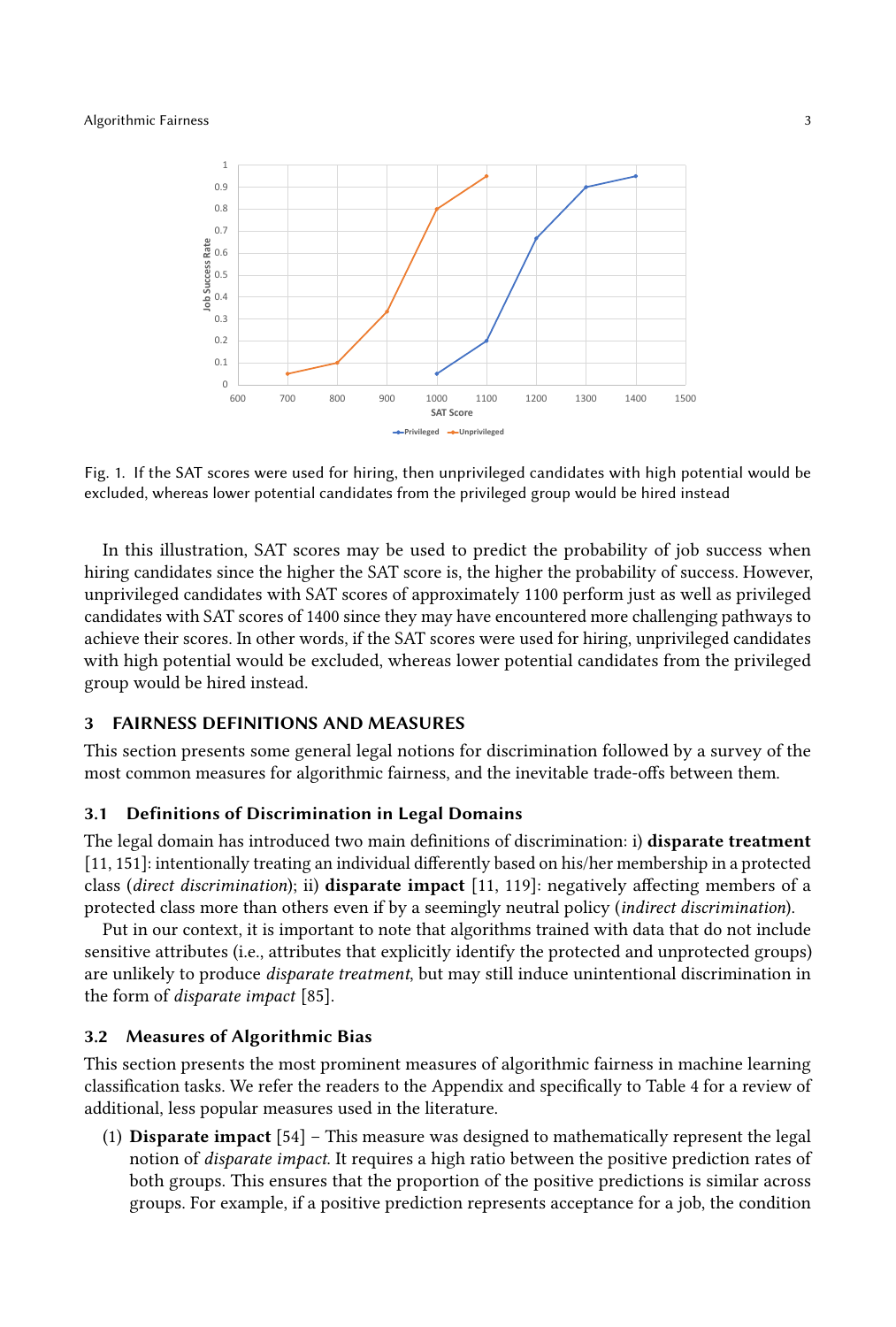Fig. 1. If the SAT scores were used for hiring, then unprivileged candidates with high potential would be excluded, whereas lower potential candidates from the privileged group would be hired instead

In this illustration, SAT scores may be used to predict the probability of job success when hiring candidates since the higher the SAT score is, the higher the probability of success. However, unprivileged candidates with SAT scores of approximately 1100 perform just as well as privileged candidates with SAT scores of 1400 since they may have encountered more challenging pathways to achieve their scores. In other words, if the SAT scores were used for hiring, unprivileged candidates with high potential would be excluded, whereas lower potential candidates from the privileged group would be hired instead.

## 3 FAIRNESS DEFINITIONS AND MEASURES

This section presents some general legal notions for discrimination followed by a survey of the most common measures for algorithmic fairness, and the inevitable trade-offs between them.

### 3.1 Definitions of Discrimination in Legal Domains

The legal domain has introduced two main definitions of discrimination: i) **disparate treatment** [11, 151]: intentionally treating an individual differently based on his/her membership in a protected class (*direct discrimination*); ii) **disparate impact** [11, 119]: negatively affecting members of a protected class more than others even if by a seemingly neutral policy (*indirect discrimination*).

Put in our context, it is important to note that algorithms trained with data that do not include sensitive attributes (i.e., attributes that explicitly identify the protected and unprotected groups) are unlikely to produce *disparate treatment*, but may still induce unintentional discrimination in the form of *disparate impact* [85].

### 3.2 Measures of Algorithmic Bias

This section presents the most prominent measures of algorithmic fairness in machine learning classification tasks. We refer the readers to the Appendix and specifically to Table 4 for a review of additional, less popular measures used in the literature.

(1) **Disparate impact** [54] – This measure was designed to mathematically represent the legal notion of *disparate impact*. It requires a high ratio between the positive prediction rates of both groups. This ensures that the proportion of the positive predictions is similar across groups. For example, if a positive prediction represents acceptance for a job, the condition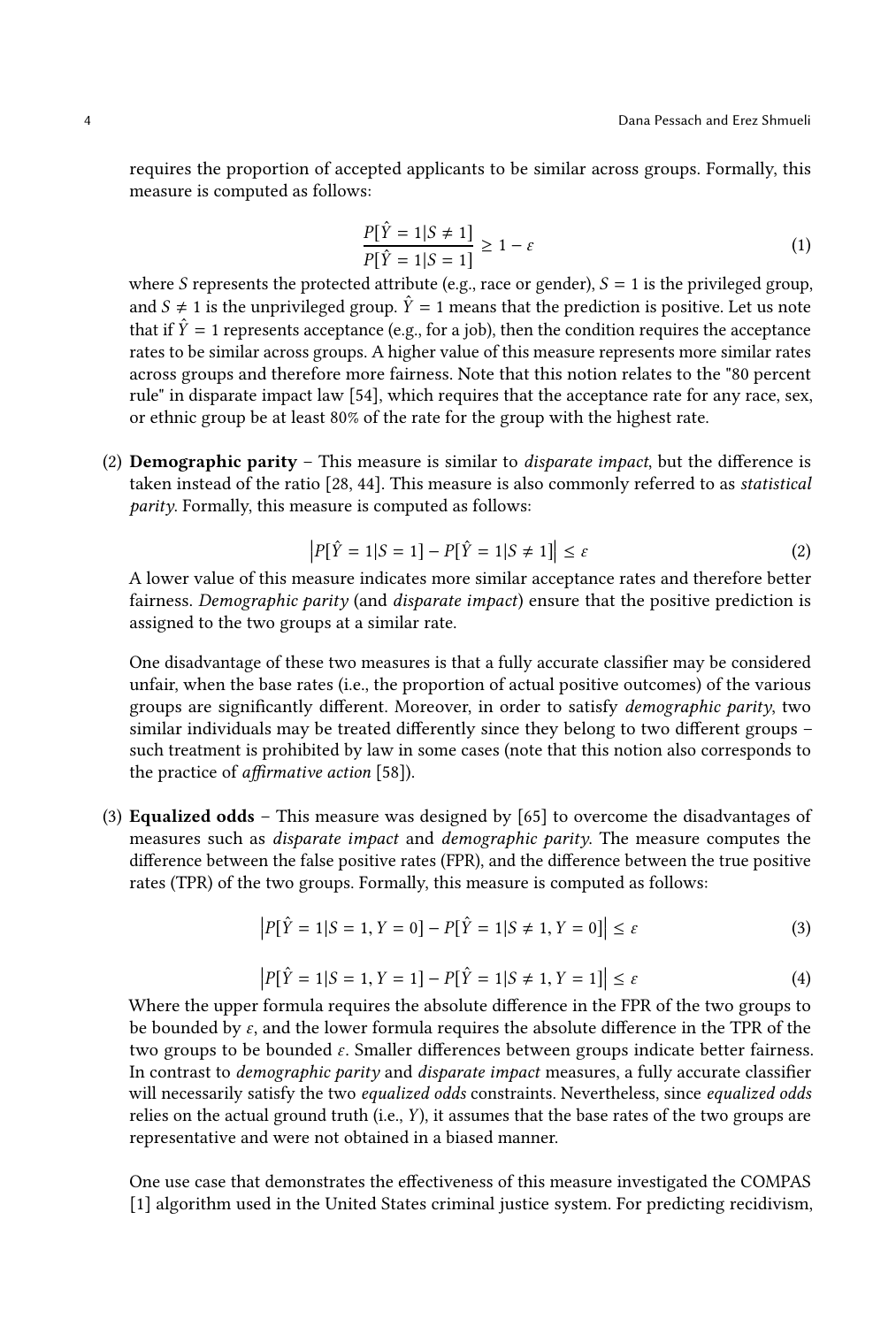requires the proportion of accepted applicants to be similar across groups. Formally, this measure is computed as follows:

$$\frac{P[\hat{Y}=1|S\neq 1]}{P[\hat{Y}=1|S=1]} \geq 1-\varepsilon \tag{1}$$

where $S$ represents the protected attribute (e.g., race or gender), $S=1$ is the privileged group, and $S\neq 1$ is the unprivileged group. $\hat{Y}=1$ means that the prediction is positive. Let us note that if $\hat{Y}=1$ represents acceptance (e.g., for a job), then the condition requires the acceptance rates to be similar across groups. A higher value of this measure represents more similar rates across groups and therefore more fairness. Note that this notion relates to the "80 percent rule" in disparate impact law [54], which requires that the acceptance rate for any race, sex, or ethnic group be at least 80% of the rate for the group with the highest rate.

(2) **Demographic parity** – This measure is similar to *disparate impact*, but the difference is taken instead of the ratio [28, 44]. This measure is also commonly referred to as *statistical parity*. Formally, this measure is computed as follows:

$$\left|P[\hat{Y}=1|S=1]-P[\hat{Y}=1|S\neq 1]\right| \leq \varepsilon \tag{2}$$

A lower value of this measure indicates more similar acceptance rates and therefore better fairness. *Demographic parity* (and *disparate impact*) ensure that the positive prediction is assigned to the two groups at a similar rate.

One disadvantage of these two measures is that a fully accurate classifier may be considered unfair, when the base rates (i.e., the proportion of actual positive outcomes) of the various groups are significantly different. Moreover, in order to satisfy *demographic parity*, two similar individuals may be treated differently since they belong to two different groups – such treatment is prohibited by law in some cases (note that this notion also corresponds to the practice of *affirmative action* [58]).

(3) **Equalized odds** – This measure was designed by [65] to overcome the disadvantages of measures such as *disparate impact* and *demographic parity*. The measure computes the difference between the false positive rates (FPR), and the difference between the true positive rates (TPR) of the two groups. Formally, this measure is computed as follows:

$$\left|P[\hat{Y}=1|S=1,Y=0]-P[\hat{Y}=1|S\neq 1,Y=0]\right| \leq \varepsilon \tag{3}$$

$$\left|P[\hat{Y}=1|S=1,Y=1]-P[\hat{Y}=1|S\neq 1,Y=1]\right| \leq \varepsilon \tag{4}$$

Where the upper formula requires the absolute difference in the FPR of the two groups to be bounded by $\varepsilon$, and the lower formula requires the absolute difference in the TPR of the two groups to be bounded $\varepsilon$. Smaller differences between groups indicate better fairness. In contrast to *demographic parity* and *disparate impact* measures, a fully accurate classifier will necessarily satisfy the two *equalized odds* constraints. Nevertheless, since *equalized odds* relies on the actual ground truth (i.e., $Y$), it assumes that the base rates of the two groups are representative and were not obtained in a biased manner.

One use case that demonstrates the effectiveness of this measure investigated the COMPAS [1] algorithm used in the United States criminal justice system. For predicting recidivism,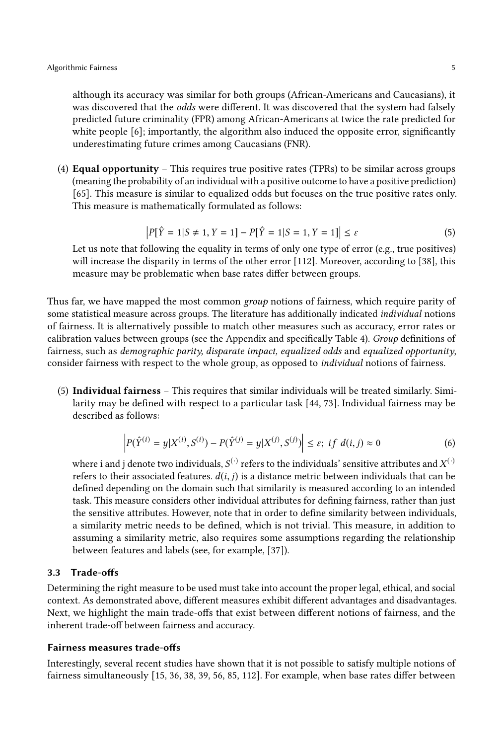although its accuracy was similar for both groups (African-Americans and Caucasians), it was discovered that the *odds* were different. It was discovered that the system had falsely predicted future criminality (FPR) among African-Americans at twice the rate predicted for white people [6]; importantly, the algorithm also induced the opposite error, significantly underestimating future crimes among Caucasians (FNR).

(4) **Equal opportunity** – This requires true positive rates (TPRs) to be similar across groups (meaning the probability of an individual with a positive outcome to have a positive prediction) [65]. This measure is similar to equalized odds but focuses on the true positive rates only. This measure is mathematically formulated as follows:

$$\left|P[\hat{Y}=1|S\neq 1, Y=1] - P[\hat{Y}=1|S=1, Y=1]\right| \leq \varepsilon \tag{5}$$

Let us note that following the equality in terms of only one type of error (e.g., true positives) will increase the disparity in terms of the other error [112]. Moreover, according to [38], this measure may be problematic when base rates differ between groups.

Thus far, we have mapped the most common *group* notions of fairness, which require parity of some statistical measure across groups. The literature has additionally indicated *individual* notions of fairness. It is alternatively possible to match other measures such as accuracy, error rates or calibration values between groups (see the Appendix and specifically Table 4). *Group* definitions of fairness, such as *demographic parity, disparate impact, equalized odds* and *equalized opportunity*, consider fairness with respect to the whole group, as opposed to *individual* notions of fairness.

(5) **Individual fairness** – This requires that similar individuals will be treated similarly. Similarity may be defined with respect to a particular task [44, 73]. Individual fairness may be described as follows:

$$\left|P(\hat{Y}^{(i)}=y|X^{(i)},S^{(i)}) - P(\hat{Y}^{(j)}=y|X^{(j)},S^{(j)})\right| \leq \varepsilon;\ if\ d(i,j)\approx 0 \tag{6}$$

where i and j denote two individuals, $S^{(\cdot)}$ refers to the individuals' sensitive attributes and $X^{(\cdot)}$ refers to their associated features. $d(i, j)$ is a distance metric between individuals that can be defined depending on the domain such that similarity is measured according to an intended task. This measure considers other individual attributes for defining fairness, rather than just the sensitive attributes. However, note that in order to define similarity between individuals, a similarity metric needs to be defined, which is not trivial. This measure, in addition to assuming a similarity metric, also requires some assumptions regarding the relationship between features and labels (see, for example, [37]).

### 3.3 Trade-offs

Determining the right measure to be used must take into account the proper legal, ethical, and social context. As demonstrated above, different measures exhibit different advantages and disadvantages. Next, we highlight the main trade-offs that exist between different notions of fairness, and the inherent trade-off between fairness and accuracy.

#### Fairness measures trade-offs

Interestingly, several recent studies have shown that it is not possible to satisfy multiple notions of fairness simultaneously [15, 36, 38, 39, 56, 85, 112]. For example, when base rates differ between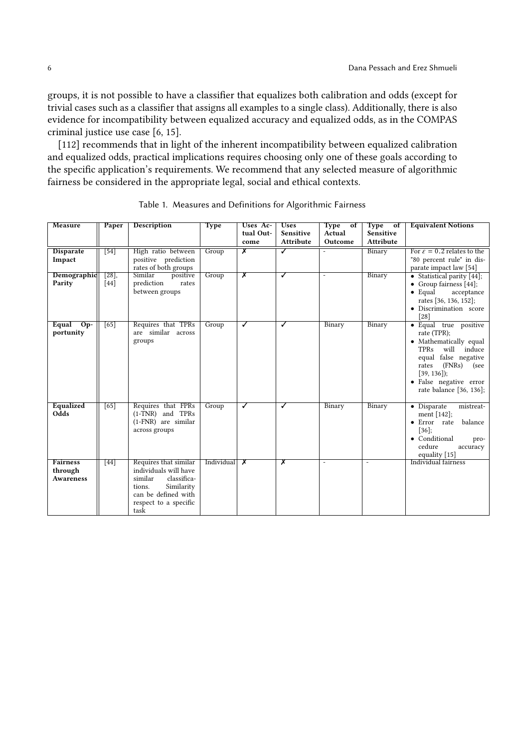groups, it is not possible to have a classifier that equalizes both calibration and odds (except for trivial cases such as a classifier that assigns all examples to a single class). Additionally, there is also evidence for incompatibility between equalized accuracy and equalized odds, as in the COMPAS criminal justice use case [6, 15].

[112] recommends that in light of the inherent incompatibility between equalized calibration and equalized odds, practical implications requires choosing only one of these goals according to the specific application's requirements. We recommend that any selected measure of algorithmic fairness be considered in the appropriate legal, social and ethical contexts.

Table 1. Measures and Definitions for Algorithmic Fairness

| Measure | Paper | Description | Type | Uses Actual Outcome | Uses Sensitive Attribute | Type of Actual Outcome | Type of Sensitive Attribute | Equivalent Notions |
|---|---|---|---|---|---|---|---|---|
| **Disparate Impact** | [54] | High ratio between positive prediction rates of both groups | Group | ✗ | ✓ | - | Binary | For $\epsilon = 0.2$ relates to the "80 percent rule" in disparate impact law [54] |
| **Demographic Parity** | [28], [44] | Similar positive prediction rates between groups | Group | ✗ | ✓ | - | Binary | • Statistical parity [44]; • Group fairness [44]; • Equal acceptance rates [36, 136, 152]; • Discrimination score [28] |
| **Equal Opportunity** | [65] | Requires that TPRs are similar across groups | Group | ✓ | ✓ | Binary | Binary | • Equal true positive rate (TPR); • Mathematically equal TPRs will induce equal false negative rates (FNRs) (see [39, 136]); • False negative error rate balance [36, 136]; |
| **Equalized Odds** | [65] | Requires that FPRs (1-TNR) and TPRs (1-FNR) are similar across groups | Group | ✓ | ✓ | Binary | Binary | • Disparate mistreatment [142]; • Error rate balance [36]; • Conditional procedure accuracy equality [15] |
| **Fairness through Awareness** | [44] | Requires that similar individuals will have similar classifications. Similarity can be defined with respect to a specific task | Individual | ✗ | ✗ | - | - | Individual fairness |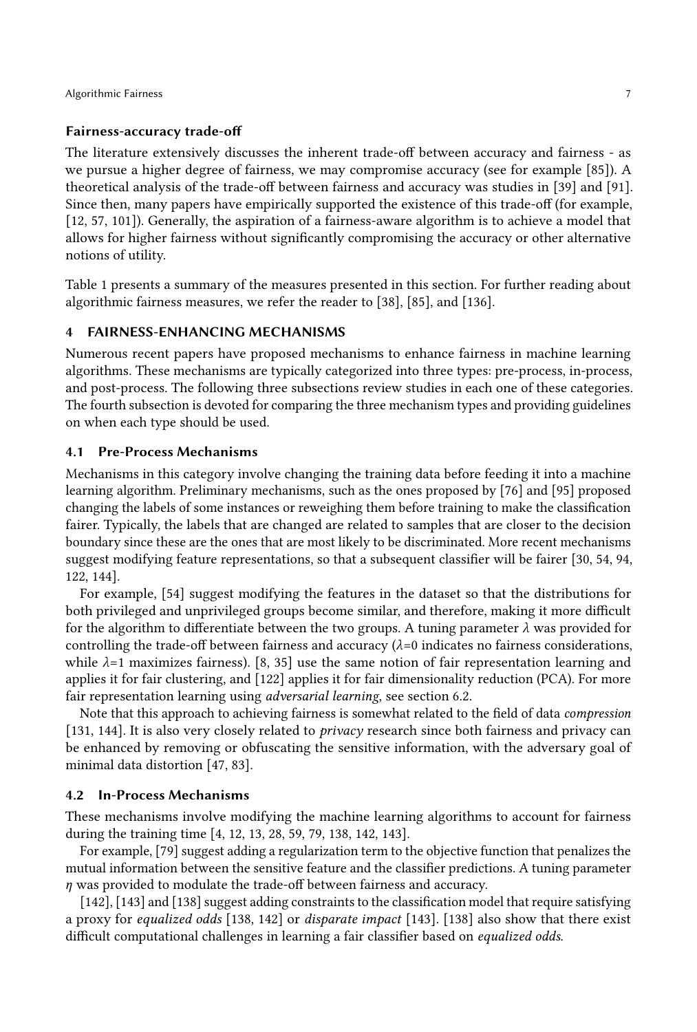**Fairness-accuracy trade-off**

The literature extensively discusses the inherent trade-off between accuracy and fairness - as we pursue a higher degree of fairness, we may compromise accuracy (see for example [85]). A theoretical analysis of the trade-off between fairness and accuracy was studies in [39] and [91]. Since then, many papers have empirically supported the existence of this trade-off (for example, [12, 57, 101]). Generally, the aspiration of a fairness-aware algorithm is to achieve a model that allows for higher fairness without significantly compromising the accuracy or other alternative notions of utility.

Table 1 presents a summary of the measures presented in this section. For further reading about algorithmic fairness measures, we refer the reader to [38], [85], and [136].

## 4 FAIRNESS-ENHANCING MECHANISMS

Numerous recent papers have proposed mechanisms to enhance fairness in machine learning algorithms. These mechanisms are typically categorized into three types: pre-process, in-process, and post-process. The following three subsections review studies in each one of these categories. The fourth subsection is devoted for comparing the three mechanism types and providing guidelines on when each type should be used.

### 4.1 Pre-Process Mechanisms

Mechanisms in this category involve changing the training data before feeding it into a machine learning algorithm. Preliminary mechanisms, such as the ones proposed by [76] and [95] proposed changing the labels of some instances or reweighing them before training to make the classification fairer. Typically, the labels that are changed are related to samples that are closer to the decision boundary since these are the ones that are most likely to be discriminated. More recent mechanisms suggest modifying feature representations, so that a subsequent classifier will be fairer [30, 54, 94, 122, 144].

For example, [54] suggest modifying the features in the dataset so that the distributions for both privileged and unprivileged groups become similar, and therefore, making it more difficult for the algorithm to differentiate between the two groups. A tuning parameter $\lambda$ was provided for controlling the trade-off between fairness and accuracy ($\lambda$=0 indicates no fairness considerations, while $\lambda$=1 maximizes fairness). [8, 35] use the same notion of fair representation learning and applies it for fair clustering, and [122] applies it for fair dimensionality reduction (PCA). For more fair representation learning using *adversarial learning*, see section 6.2.

Note that this approach to achieving fairness is somewhat related to the field of data *compression* [131, 144]. It is also very closely related to *privacy* research since both fairness and privacy can be enhanced by removing or obfuscating the sensitive information, with the adversary goal of minimal data distortion [47, 83].

### 4.2 In-Process Mechanisms

These mechanisms involve modifying the machine learning algorithms to account for fairness during the training time [4, 12, 13, 28, 59, 79, 138, 142, 143].

For example, [79] suggest adding a regularization term to the objective function that penalizes the mutual information between the sensitive feature and the classifier predictions. A tuning parameter $\eta$ was provided to modulate the trade-off between fairness and accuracy.

[142], [143] and [138] suggest adding constraints to the classification model that require satisfying a proxy for *equalized odds* [138, 142] or *disparate impact* [143]. [138] also show that there exist difficult computational challenges in learning a fair classifier based on *equalized odds*.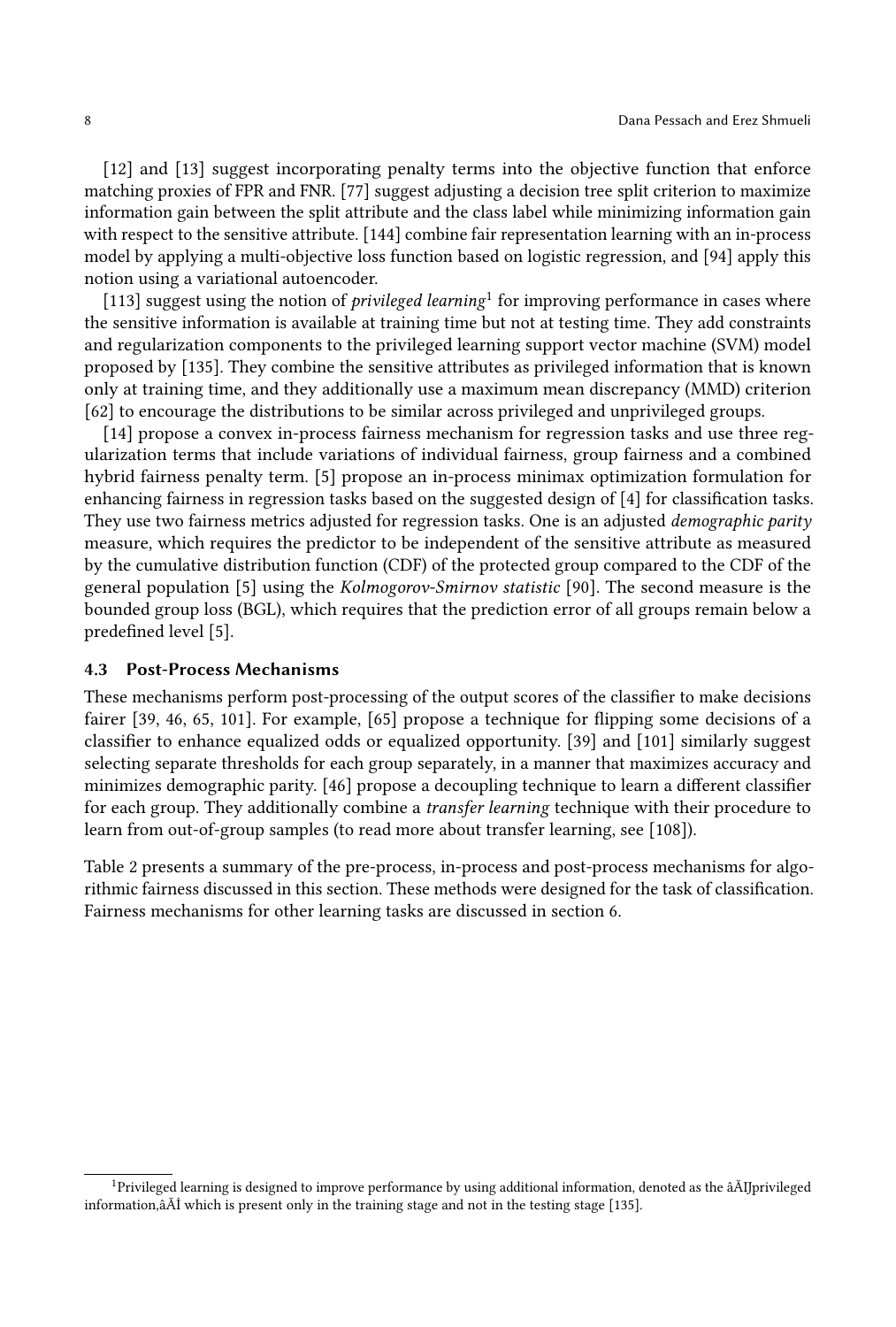[12] and [13] suggest incorporating penalty terms into the objective function that enforce matching proxies of FPR and FNR. [77] suggest adjusting a decision tree split criterion to maximize information gain between the split attribute and the class label while minimizing information gain with respect to the sensitive attribute. [144] combine fair representation learning with an in-process model by applying a multi-objective loss function based on logistic regression, and [94] apply this notion using a variational autoencoder.

[113] suggest using the notion of *privileged learning*[1] for improving performance in cases where the sensitive information is available at training time but not at testing time. They add constraints and regularization components to the privileged learning support vector machine (SVM) model proposed by [135]. They combine the sensitive attributes as privileged information that is known only at training time, and they additionally use a maximum mean discrepancy (MMD) criterion [62] to encourage the distributions to be similar across privileged and unprivileged groups.

[14] propose a convex in-process fairness mechanism for regression tasks and use three regularization terms that include variations of individual fairness, group fairness and a combined hybrid fairness penalty term. [5] propose an in-process minimax optimization formulation for enhancing fairness in regression tasks based on the suggested design of [4] for classification tasks. They use two fairness metrics adjusted for regression tasks. One is an adjusted *demographic parity* measure, which requires the predictor to be independent of the sensitive attribute as measured by the cumulative distribution function (CDF) of the protected group compared to the CDF of the general population [5] using the *Kolmogorov-Smirnov statistic* [90]. The second measure is the bounded group loss (BGL), which requires that the prediction error of all groups remain below a predefined level [5].

### 4.3 Post-Process Mechanisms

These mechanisms perform post-processing of the output scores of the classifier to make decisions fairer [39, 46, 65, 101]. For example, [65] propose a technique for flipping some decisions of a classifier to enhance equalized odds or equalized opportunity. [39] and [101] similarly suggest selecting separate thresholds for each group separately, in a manner that maximizes accuracy and minimizes demographic parity. [46] propose a decoupling technique to learn a different classifier for each group. They additionally combine a *transfer learning* technique with their procedure to learn from out-of-group samples (to read more about transfer learning, see [108]).

Table 2 presents a summary of the pre-process, in-process and post-process mechanisms for algorithmic fairness discussed in this section. These methods were designed for the task of classification. Fairness mechanisms for other learning tasks are discussed in section 6.

[1] Privileged learning is designed to improve performance by using additional information, denoted as the âĂIJprivileged information,âĂİ which is present only in the training stage and not in the testing stage [135].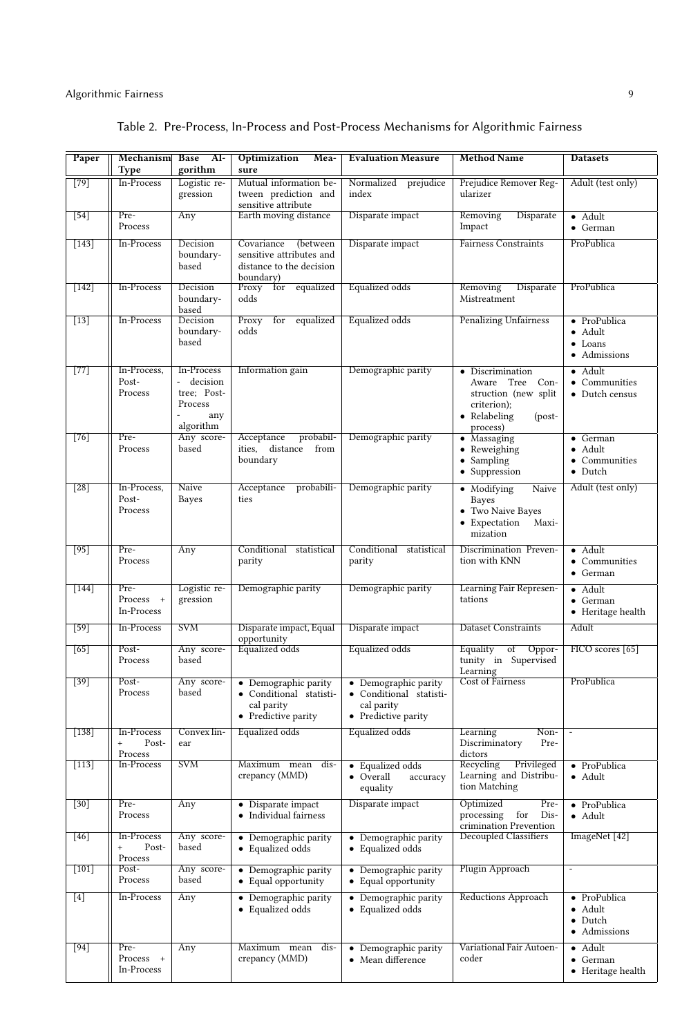Table 2. Pre-Process, In-Process and Post-Process Mechanisms for Algorithmic Fairness

| Paper | Mechanism Type | Base Algorithm | Optimization Measure | Evaluation Measure | Method Name | Datasets |
|---|---|---|---|---|---|---|
| [79] | In-Process | Logistic regression | Mutual information between prediction and sensitive attribute | Normalized prejudice index | Prejudice Remover Regularizer | Adult (test only) |
| [54] | Pre-Process | Any | Earth moving distance | Disparate impact | Removing Disparate Impact | • Adult<br>• German |
| [143] | In-Process | Decision boundary-based | Covariance (between sensitive attributes and distance to the decision boundary) | Disparate impact | Fairness Constraints | ProPublica |
| [142] | In-Process | Decision boundary-based | Proxy for equalized odds | Equalized odds | Removing Disparate Mistreatment | ProPublica |
| [13] | In-Process | Decision boundary-based | Proxy for equalized odds | Equalized odds | Penalizing Unfairness | • ProPublica<br>• Adult<br>• Loans<br>• Admissions |
| [77] | In-Process, Post-Process | In-Process - decision tree; Post-Process - any algorithm | Information gain | Demographic parity | • Discrimination Aware Tree Construction (new split criterion);<br>• Relabeling (post-process) | • Adult<br>• Communities<br>• Dutch census |
| [76] | Pre-Process | Any score-based | Acceptance probabilities, distance from boundary | Demographic parity | • Massaging<br>• Reweighing<br>• Sampling<br>• Suppression | • German<br>• Adult<br>• Communities<br>• Dutch |
| [28] | In-Process, Post-Process | Naive Bayes | Acceptance probabilities | Demographic parity | • Modifying Naive Bayes<br>• Two Naive Bayes<br>• Expectation Maximization | Adult (test only) |
| [95] | Pre-Process | Any | Conditional statistical parity | Conditional statistical parity | Discrimination Prevention with KNN | • Adult<br>• Communities<br>• German |
| [144] | Pre-Process + In-Process | Logistic regression | Demographic parity | Demographic parity | Learning Fair Representations | • Adult<br>• German<br>• Heritage health |
| [59] | In-Process | SVM | Disparate impact, Equal opportunity | Disparate impact | Dataset Constraints | Adult |
| [65] | Post-Process | Any score-based | Equalized odds | Equalized odds | Equality of Opportunity in Supervised Learning | FICO scores [65] |
| [39] | Post-Process | Any score-based | • Demographic parity<br>• Conditional statistical parity<br>• Predictive parity | • Demographic parity<br>• Conditional statistical parity<br>• Predictive parity | Cost of Fairness | ProPublica |
| [138] | In-Process + Post-Process | Convex linear | Equalized odds | Equalized odds | Learning Non-Discriminatory Predictors | - |
| [113] | In-Process | SVM | Maximum mean discrepancy (MMD) | • Equalized odds<br>• Overall accuracy equality | Recycling Privileged Learning and Distribution Matching | • ProPublica<br>• Adult |
| [30] | Pre-Process | Any | • Disparate impact<br>• Individual fairness | Disparate impact | Optimized Pre-processing for Discrimination Prevention | • ProPublica<br>• Adult |
| [46] | In-Process + Post-Process | Any score-based | • Demographic parity<br>• Equalized odds | • Demographic parity<br>• Equalized odds | Decoupled Classifiers | ImageNet [42] |
| [101] | Post-Process | Any score-based | • Demographic parity<br>• Equal opportunity | • Demographic parity<br>• Equal opportunity | Plugin Approach | - |
| [4] | In-Process | Any | • Demographic parity<br>• Equalized odds | • Demographic parity<br>• Equalized odds | Reductions Approach | • ProPublica<br>• Adult<br>• Dutch<br>• Admissions |
| [94] | Pre-Process + In-Process | Any | Maximum mean discrepancy (MMD) | • Demographic parity<br>• Mean difference | Variational Fair Autoencoder | • Adult<br>• German<br>• Heritage health |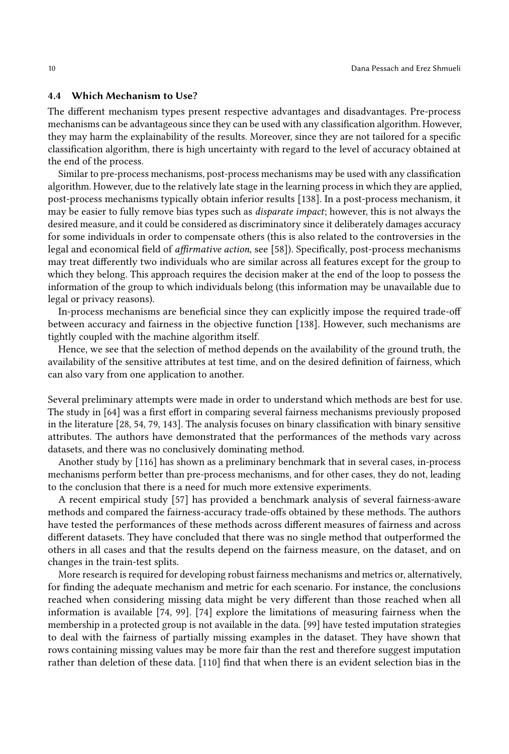### 4.4 Which Mechanism to Use?

The different mechanism types present respective advantages and disadvantages. Pre-process mechanisms can be advantageous since they can be used with any classification algorithm. However, they may harm the explainability of the results. Moreover, since they are not tailored for a specific classification algorithm, there is high uncertainty with regard to the level of accuracy obtained at the end of the process.

Similar to pre-process mechanisms, post-process mechanisms may be used with any classification algorithm. However, due to the relatively late stage in the learning process in which they are applied, post-process mechanisms typically obtain inferior results [138]. In a post-process mechanism, it may be easier to fully remove bias types such as *disparate impact*; however, this is not always the desired measure, and it could be considered as discriminatory since it deliberately damages accuracy for some individuals in order to compensate others (this is also related to the controversies in the legal and economical field of *affirmative action*, see [58]). Specifically, post-process mechanisms may treat differently two individuals who are similar across all features except for the group to which they belong. This approach requires the decision maker at the end of the loop to possess the information of the group to which individuals belong (this information may be unavailable due to legal or privacy reasons).

In-process mechanisms are beneficial since they can explicitly impose the required trade-off between accuracy and fairness in the objective function [138]. However, such mechanisms are tightly coupled with the machine algorithm itself.

Hence, we see that the selection of method depends on the availability of the ground truth, the availability of the sensitive attributes at test time, and on the desired definition of fairness, which can also vary from one application to another.

Several preliminary attempts were made in order to understand which methods are best for use. The study in [64] was a first effort in comparing several fairness mechanisms previously proposed in the literature [28, 54, 79, 143]. The analysis focuses on binary classification with binary sensitive attributes. The authors have demonstrated that the performances of the methods vary across datasets, and there was no conclusively dominating method.

Another study by [116] has shown as a preliminary benchmark that in several cases, in-process mechanisms perform better than pre-process mechanisms, and for other cases, they do not, leading to the conclusion that there is a need for much more extensive experiments.

A recent empirical study [57] has provided a benchmark analysis of several fairness-aware methods and compared the fairness-accuracy trade-offs obtained by these methods. The authors have tested the performances of these methods across different measures of fairness and across different datasets. They have concluded that there was no single method that outperformed the others in all cases and that the results depend on the fairness measure, on the dataset, and on changes in the train-test splits.

More research is required for developing robust fairness mechanisms and metrics or, alternatively, for finding the adequate mechanism and metric for each scenario. For instance, the conclusions reached when considering missing data might be very different than those reached when all information is available [74, 99]. [74] explore the limitations of measuring fairness when the membership in a protected group is not available in the data. [99] have tested imputation strategies to deal with the fairness of partially missing examples in the dataset. They have shown that rows containing missing values may be more fair than the rest and therefore suggest imputation rather than deletion of these data. [110] find that when there is an evident selection bias in the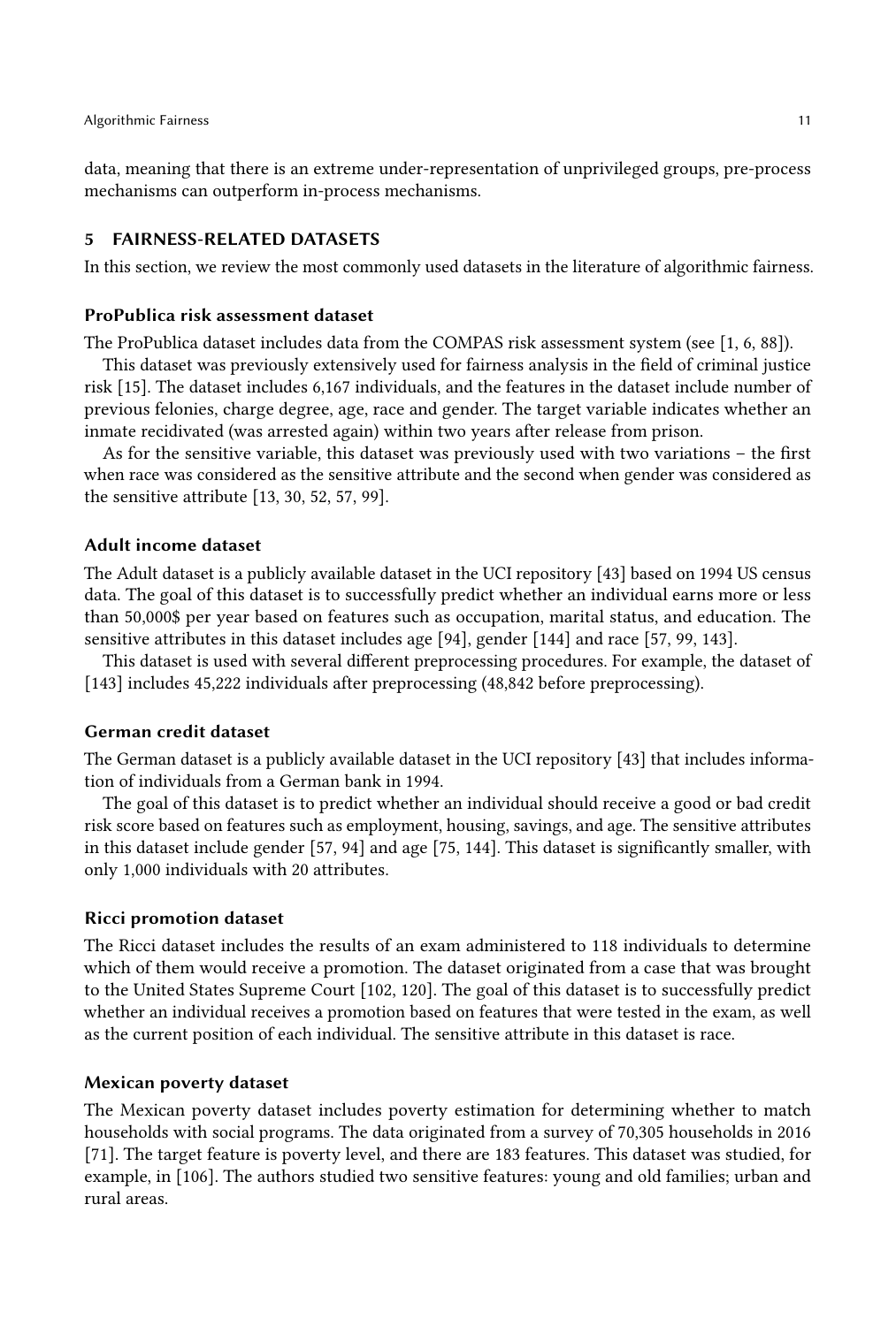data, meaning that there is an extreme under-representation of unprivileged groups, pre-process mechanisms can outperform in-process mechanisms.

## 5 FAIRNESS-RELATED DATASETS

In this section, we review the most commonly used datasets in the literature of algorithmic fairness.

### ProPublica risk assessment dataset

The ProPublica dataset includes data from the COMPAS risk assessment system (see [1, 6, 88]).

This dataset was previously extensively used for fairness analysis in the field of criminal justice risk [15]. The dataset includes 6,167 individuals, and the features in the dataset include number of previous felonies, charge degree, age, race and gender. The target variable indicates whether an inmate recidivated (was arrested again) within two years after release from prison.

As for the sensitive variable, this dataset was previously used with two variations – the first when race was considered as the sensitive attribute and the second when gender was considered as the sensitive attribute [13, 30, 52, 57, 99].

### Adult income dataset

The Adult dataset is a publicly available dataset in the UCI repository [43] based on 1994 US census data. The goal of this dataset is to successfully predict whether an individual earns more or less than 50,000$ per year based on features such as occupation, marital status, and education. The sensitive attributes in this dataset includes age [94], gender [144] and race [57, 99, 143].

This dataset is used with several different preprocessing procedures. For example, the dataset of [143] includes 45,222 individuals after preprocessing (48,842 before preprocessing).

### German credit dataset

The German dataset is a publicly available dataset in the UCI repository [43] that includes information of individuals from a German bank in 1994.

The goal of this dataset is to predict whether an individual should receive a good or bad credit risk score based on features such as employment, housing, savings, and age. The sensitive attributes in this dataset include gender [57, 94] and age [75, 144]. This dataset is significantly smaller, with only 1,000 individuals with 20 attributes.

### Ricci promotion dataset

The Ricci dataset includes the results of an exam administered to 118 individuals to determine which of them would receive a promotion. The dataset originated from a case that was brought to the United States Supreme Court [102, 120]. The goal of this dataset is to successfully predict whether an individual receives a promotion based on features that were tested in the exam, as well as the current position of each individual. The sensitive attribute in this dataset is race.

### Mexican poverty dataset

The Mexican poverty dataset includes poverty estimation for determining whether to match households with social programs. The data originated from a survey of 70,305 households in 2016 [71]. The target feature is poverty level, and there are 183 features. This dataset was studied, for example, in [106]. The authors studied two sensitive features: young and old families; urban and rural areas.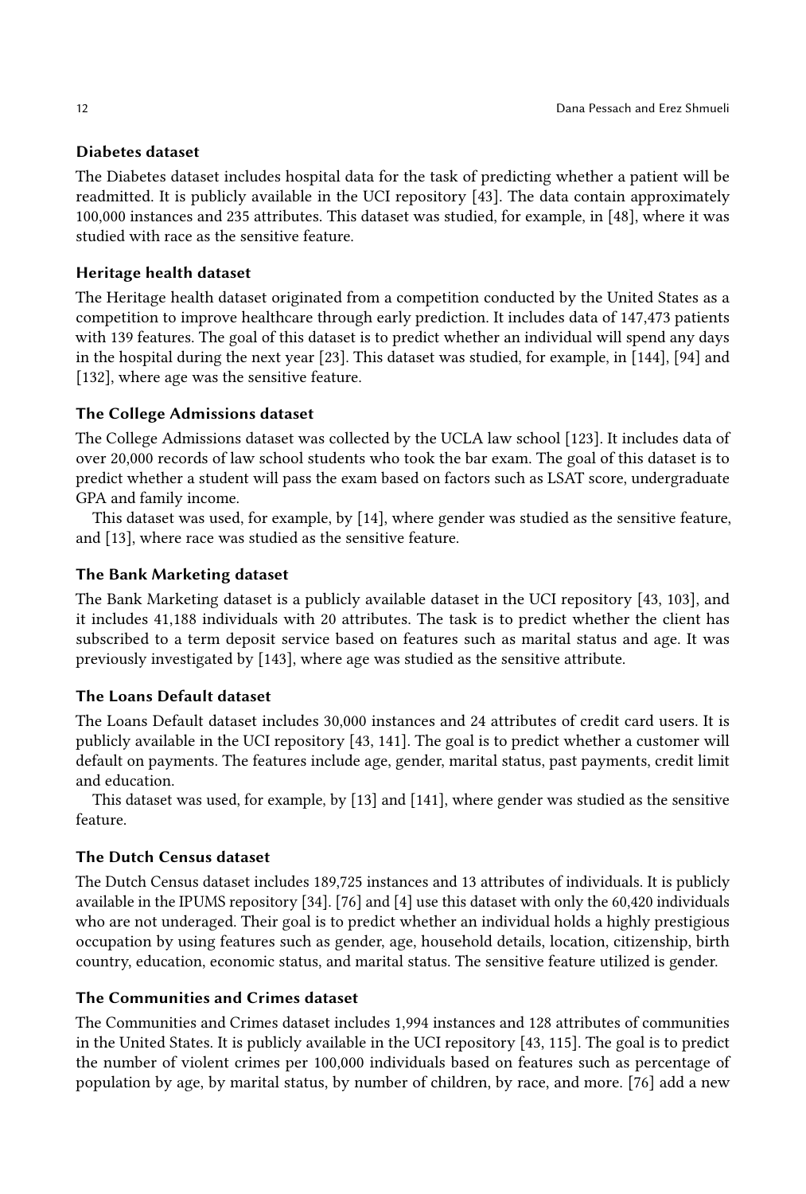### Diabetes dataset

The Diabetes dataset includes hospital data for the task of predicting whether a patient will be readmitted. It is publicly available in the UCI repository [43]. The data contain approximately 100,000 instances and 235 attributes. This dataset was studied, for example, in [48], where it was studied with race as the sensitive feature.

### Heritage health dataset

The Heritage health dataset originated from a competition conducted by the United States as a competition to improve healthcare through early prediction. It includes data of 147,473 patients with 139 features. The goal of this dataset is to predict whether an individual will spend any days in the hospital during the next year [23]. This dataset was studied, for example, in [144], [94] and [132], where age was the sensitive feature.

### The College Admissions dataset

The College Admissions dataset was collected by the UCLA law school [123]. It includes data of over 20,000 records of law school students who took the bar exam. The goal of this dataset is to predict whether a student will pass the exam based on factors such as LSAT score, undergraduate GPA and family income.

This dataset was used, for example, by [14], where gender was studied as the sensitive feature, and [13], where race was studied as the sensitive feature.

### The Bank Marketing dataset

The Bank Marketing dataset is a publicly available dataset in the UCI repository [43, 103], and it includes 41,188 individuals with 20 attributes. The task is to predict whether the client has subscribed to a term deposit service based on features such as marital status and age. It was previously investigated by [143], where age was studied as the sensitive attribute.

### The Loans Default dataset

The Loans Default dataset includes 30,000 instances and 24 attributes of credit card users. It is publicly available in the UCI repository [43, 141]. The goal is to predict whether a customer will default on payments. The features include age, gender, marital status, past payments, credit limit and education.

This dataset was used, for example, by [13] and [141], where gender was studied as the sensitive feature.

### The Dutch Census dataset

The Dutch Census dataset includes 189,725 instances and 13 attributes of individuals. It is publicly available in the IPUMS repository [34]. [76] and [4] use this dataset with only the 60,420 individuals who are not underaged. Their goal is to predict whether an individual holds a highly prestigious occupation by using features such as gender, age, household details, location, citizenship, birth country, education, economic status, and marital status. The sensitive feature utilized is gender.

### The Communities and Crimes dataset

The Communities and Crimes dataset includes 1,994 instances and 128 attributes of communities in the United States. It is publicly available in the UCI repository [43, 115]. The goal is to predict the number of violent crimes per 100,000 individuals based on features such as percentage of population by age, by marital status, by number of children, by race, and more. [76] add a new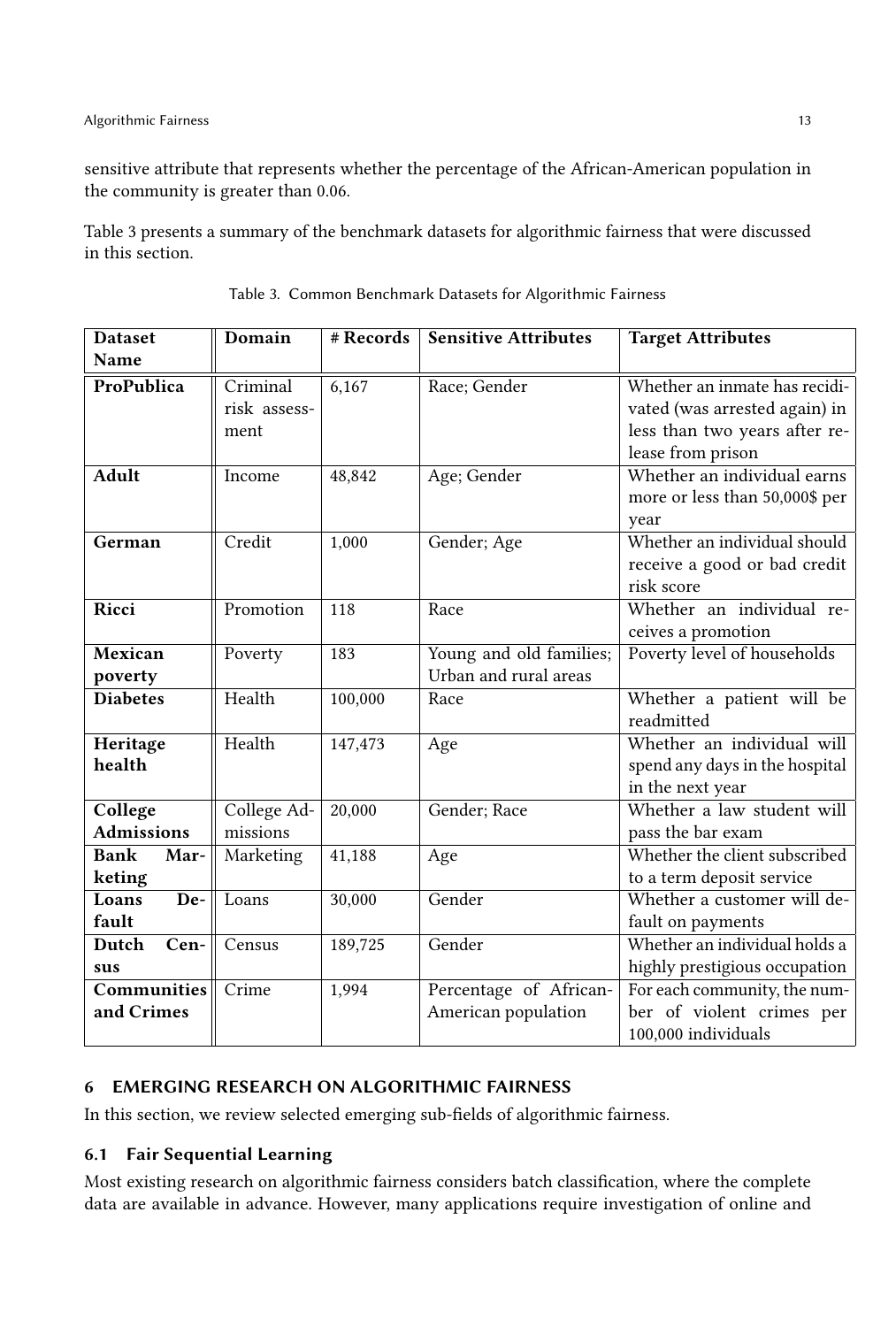sensitive attribute that represents whether the percentage of the African-American population in the community is greater than 0.06.

Table 3 presents a summary of the benchmark datasets for algorithmic fairness that were discussed in this section.

Table 3. Common Benchmark Datasets for Algorithmic Fairness

| Dataset Name | Domain | # Records | Sensitive Attributes | Target Attributes |
|---|---|---|---|---|
| **ProPublica** | Criminal risk assessment | 6,167 | Race; Gender | Whether an inmate has recidivated (was arrested again) in less than two years after release from prison |
| **Adult** | Income | 48,842 | Age; Gender | Whether an individual earns more or less than 50,000$ per year |
| **German** | Credit | 1,000 | Gender; Age | Whether an individual should receive a good or bad credit risk score |
| **Ricci** | Promotion | 118 | Race | Whether an individual receives a promotion |
| **Mexican poverty** | Poverty | 183 | Young and old families; Urban and rural areas | Poverty level of households |
| **Diabetes** | Health | 100,000 | Race | Whether a patient will be readmitted |
| **Heritage health** | Health | 147,473 | Age | Whether an individual will spend any days in the hospital in the next year |
| **College Admissions** | College Admissions | 20,000 | Gender; Race | Whether a law student will pass the bar exam |
| **Bank Marketing** | Marketing | 41,188 | Age | Whether the client subscribed to a term deposit service |
| **Loans Default** | Loans | 30,000 | Gender | Whether a customer will default on payments |
| **Dutch Census** | Census | 189,725 | Gender | Whether an individual holds a highly prestigious occupation |
| **Communities and Crimes** | Crime | 1,994 | Percentage of African-American population | For each community, the number of violent crimes per 100,000 individuals |

## 6 EMERGING RESEARCH ON ALGORITHMIC FAIRNESS

In this section, we review selected emerging sub-fields of algorithmic fairness.

### 6.1 Fair Sequential Learning

Most existing research on algorithmic fairness considers batch classification, where the complete data are available in advance. However, many applications require investigation of online and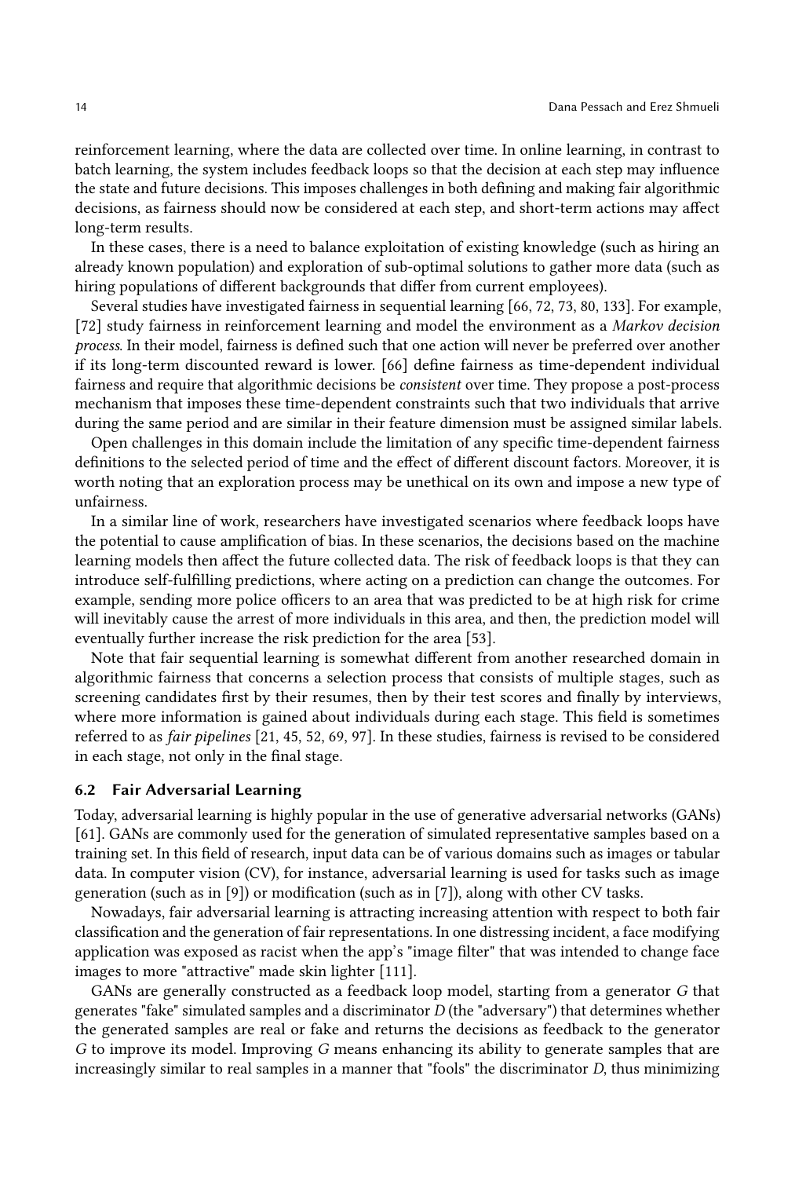reinforcement learning, where the data are collected over time. In online learning, in contrast to batch learning, the system includes feedback loops so that the decision at each step may influence the state and future decisions. This imposes challenges in both defining and making fair algorithmic decisions, as fairness should now be considered at each step, and short-term actions may affect long-term results.

In these cases, there is a need to balance exploitation of existing knowledge (such as hiring an already known population) and exploration of sub-optimal solutions to gather more data (such as hiring populations of different backgrounds that differ from current employees).

Several studies have investigated fairness in sequential learning [66, 72, 73, 80, 133]. For example, [72] study fairness in reinforcement learning and model the environment as a *Markov decision process*. In their model, fairness is defined such that one action will never be preferred over another if its long-term discounted reward is lower. [66] define fairness as time-dependent individual fairness and require that algorithmic decisions be *consistent* over time. They propose a post-process mechanism that imposes these time-dependent constraints such that two individuals that arrive during the same period and are similar in their feature dimension must be assigned similar labels.

Open challenges in this domain include the limitation of any specific time-dependent fairness definitions to the selected period of time and the effect of different discount factors. Moreover, it is worth noting that an exploration process may be unethical on its own and impose a new type of unfairness.

In a similar line of work, researchers have investigated scenarios where feedback loops have the potential to cause amplification of bias. In these scenarios, the decisions based on the machine learning models then affect the future collected data. The risk of feedback loops is that they can introduce self-fulfilling predictions, where acting on a prediction can change the outcomes. For example, sending more police officers to an area that was predicted to be at high risk for crime will inevitably cause the arrest of more individuals in this area, and then, the prediction model will eventually further increase the risk prediction for the area [53].

Note that fair sequential learning is somewhat different from another researched domain in algorithmic fairness that concerns a selection process that consists of multiple stages, such as screening candidates first by their resumes, then by their test scores and finally by interviews, where more information is gained about individuals during each stage. This field is sometimes referred to as *fair pipelines* [21, 45, 52, 69, 97]. In these studies, fairness is revised to be considered in each stage, not only in the final stage.

### 6.2 Fair Adversarial Learning

Today, adversarial learning is highly popular in the use of generative adversarial networks (GANs) [61]. GANs are commonly used for the generation of simulated representative samples based on a training set. In this field of research, input data can be of various domains such as images or tabular data. In computer vision (CV), for instance, adversarial learning is used for tasks such as image generation (such as in [9]) or modification (such as in [7]), along with other CV tasks.

Nowadays, fair adversarial learning is attracting increasing attention with respect to both fair classification and the generation of fair representations. In one distressing incident, a face modifying application was exposed as racist when the app's "image filter" that was intended to change face images to more "attractive" made skin lighter [111].

GANs are generally constructed as a feedback loop model, starting from a generator $G$ that generates "fake" simulated samples and a discriminator $D$ (the "adversary") that determines whether the generated samples are real or fake and returns the decisions as feedback to the generator $G$ to improve its model. Improving $G$ means enhancing its ability to generate samples that are increasingly similar to real samples in a manner that "fools" the discriminator $D$, thus minimizing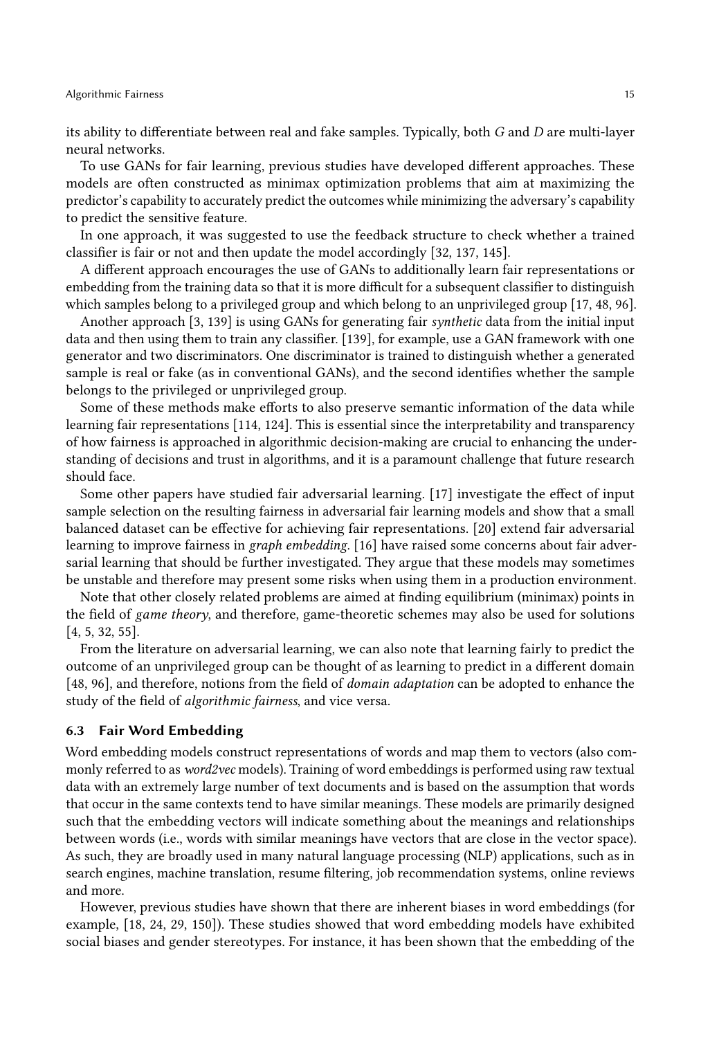its ability to differentiate between real and fake samples. Typically, both $G$ and $D$ are multi-layer neural networks.

To use GANs for fair learning, previous studies have developed different approaches. These models are often constructed as minimax optimization problems that aim at maximizing the predictor's capability to accurately predict the outcomes while minimizing the adversary's capability to predict the sensitive feature.

In one approach, it was suggested to use the feedback structure to check whether a trained classifier is fair or not and then update the model accordingly [32, 137, 145].

A different approach encourages the use of GANs to additionally learn fair representations or embedding from the training data so that it is more difficult for a subsequent classifier to distinguish which samples belong to a privileged group and which belong to an unprivileged group [17, 48, 96].

Another approach [3, 139] is using GANs for generating fair *synthetic* data from the initial input data and then using them to train any classifier. [139], for example, use a GAN framework with one generator and two discriminators. One discriminator is trained to distinguish whether a generated sample is real or fake (as in conventional GANs), and the second identifies whether the sample belongs to the privileged or unprivileged group.

Some of these methods make efforts to also preserve semantic information of the data while learning fair representations [114, 124]. This is essential since the interpretability and transparency of how fairness is approached in algorithmic decision-making are crucial to enhancing the understanding of decisions and trust in algorithms, and it is a paramount challenge that future research should face.

Some other papers have studied fair adversarial learning. [17] investigate the effect of input sample selection on the resulting fairness in adversarial fair learning models and show that a small balanced dataset can be effective for achieving fair representations. [20] extend fair adversarial learning to improve fairness in *graph embedding*. [16] have raised some concerns about fair adversarial learning that should be further investigated. They argue that these models may sometimes be unstable and therefore may present some risks when using them in a production environment.

Note that other closely related problems are aimed at finding equilibrium (minimax) points in the field of *game theory*, and therefore, game-theoretic schemes may also be used for solutions [4, 5, 32, 55].

From the literature on adversarial learning, we can also note that learning fairly to predict the outcome of an unprivileged group can be thought of as learning to predict in a different domain [48, 96], and therefore, notions from the field of *domain adaptation* can be adopted to enhance the study of the field of *algorithmic fairness*, and vice versa.

### 6.3 Fair Word Embedding

Word embedding models construct representations of words and map them to vectors (also commonly referred to as *word2vec* models). Training of word embeddings is performed using raw textual data with an extremely large number of text documents and is based on the assumption that words that occur in the same contexts tend to have similar meanings. These models are primarily designed such that the embedding vectors will indicate something about the meanings and relationships between words (i.e., words with similar meanings have vectors that are close in the vector space). As such, they are broadly used in many natural language processing (NLP) applications, such as in search engines, machine translation, resume filtering, job recommendation systems, online reviews and more.

However, previous studies have shown that there are inherent biases in word embeddings (for example, [18, 24, 29, 150]). These studies showed that word embedding models have exhibited social biases and gender stereotypes. For instance, it has been shown that the embedding of the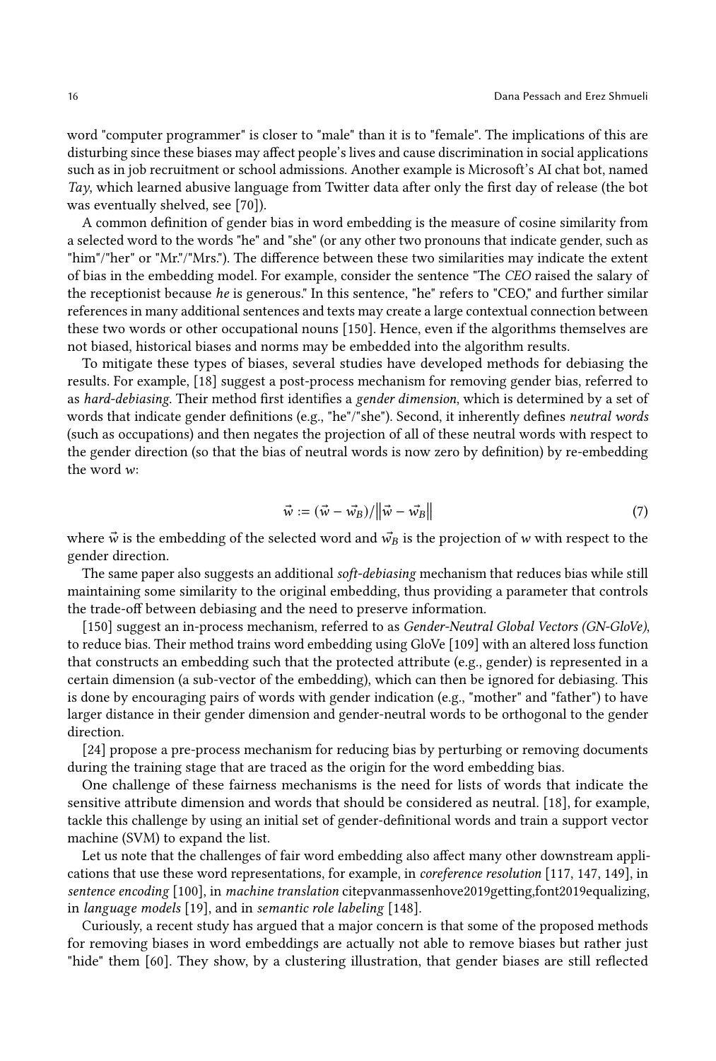word "computer programmer" is closer to "male" than it is to "female". The implications of this are disturbing since these biases may affect people's lives and cause discrimination in social applications such as in job recruitment or school admissions. Another example is Microsoft's AI chat bot, named *Tay*, which learned abusive language from Twitter data after only the first day of release (the bot was eventually shelved, see [70]).

A common definition of gender bias in word embedding is the measure of cosine similarity from a selected word to the words "he" and "she" (or any other two pronouns that indicate gender, such as "him"/"her" or "Mr."/"Mrs."). The difference between these two similarities may indicate the extent of bias in the embedding model. For example, consider the sentence "The *CEO* raised the salary of the receptionist because *he* is generous." In this sentence, "he" refers to "CEO," and further similar references in many additional sentences and texts may create a large contextual connection between these two words or other occupational nouns [150]. Hence, even if the algorithms themselves are not biased, historical biases and norms may be embedded into the algorithm results.

To mitigate these types of biases, several studies have developed methods for debiasing the results. For example, [18] suggest a post-process mechanism for removing gender bias, referred to as *hard-debiasing*. Their method first identifies a *gender dimension*, which is determined by a set of words that indicate gender definitions (e.g., "he"/"she"). Second, it inherently defines *neutral words* (such as occupations) and then negates the projection of all of these neutral words with respect to the gender direction (so that the bias of neutral words is now zero by definition) by re-embedding the word $w$:

$$\vec{w} := (\vec{w} - \vec{w_B})/\left\|\vec{w} - \vec{w_B}\right\| \tag{7}$$

where $\vec{w}$ is the embedding of the selected word and $\vec{w_B}$ is the projection of $w$ with respect to the gender direction.

The same paper also suggests an additional *soft-debiasing* mechanism that reduces bias while still maintaining some similarity to the original embedding, thus providing a parameter that controls the trade-off between debiasing and the need to preserve information.

[150] suggest an in-process mechanism, referred to as *Gender-Neutral Global Vectors (GN-GloVe)*, to reduce bias. Their method trains word embedding using GloVe [109] with an altered loss function that constructs an embedding such that the protected attribute (e.g., gender) is represented in a certain dimension (a sub-vector of the embedding), which can then be ignored for debiasing. This is done by encouraging pairs of words with gender indication (e.g., "mother" and "father") to have larger distance in their gender dimension and gender-neutral words to be orthogonal to the gender direction.

[24] propose a pre-process mechanism for reducing bias by perturbing or removing documents during the training stage that are traced as the origin for the word embedding bias.

One challenge of these fairness mechanisms is the need for lists of words that indicate the sensitive attribute dimension and words that should be considered as neutral. [18], for example, tackle this challenge by using an initial set of gender-definitional words and train a support vector machine (SVM) to expand the list.

Let us note that the challenges of fair word embedding also affect many other downstream applications that use these word representations, for example, in *coreference resolution* [117, 147, 149], in *sentence encoding* [100], in *machine translation* citepvanmassenhove2019getting,font2019equalizing, in *language models* [19], and in *semantic role labeling* [148].

Curiously, a recent study has argued that a major concern is that some of the proposed methods for removing biases in word embeddings are actually not able to remove biases but rather just "hide" them [60]. They show, by a clustering illustration, that gender biases are still reflected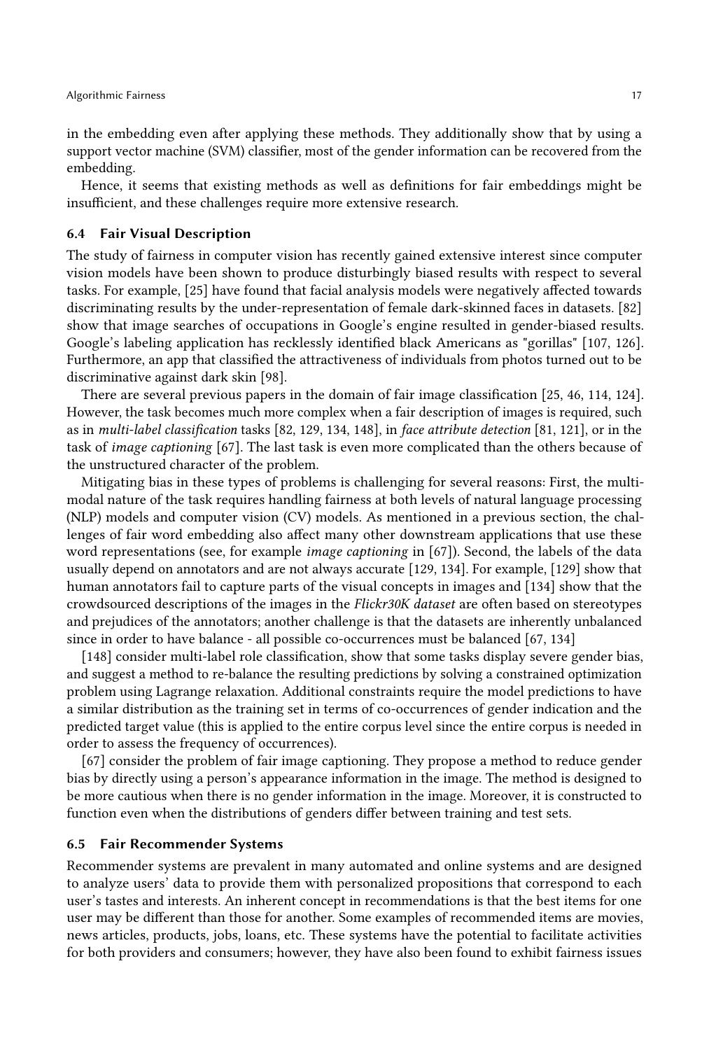in the embedding even after applying these methods. They additionally show that by using a support vector machine (SVM) classifier, most of the gender information can be recovered from the embedding.

Hence, it seems that existing methods as well as definitions for fair embeddings might be insufficient, and these challenges require more extensive research.

### 6.4 Fair Visual Description

The study of fairness in computer vision has recently gained extensive interest since computer vision models have been shown to produce disturbingly biased results with respect to several tasks. For example, [25] have found that facial analysis models were negatively affected towards discriminating results by the under-representation of female dark-skinned faces in datasets. [82] show that image searches of occupations in Google's engine resulted in gender-biased results. Google's labeling application has recklessly identified black Americans as "gorillas" [107, 126]. Furthermore, an app that classified the attractiveness of individuals from photos turned out to be discriminative against dark skin [98].

There are several previous papers in the domain of fair image classification [25, 46, 114, 124]. However, the task becomes much more complex when a fair description of images is required, such as in *multi-label classification* tasks [82, 129, 134, 148], in *face attribute detection* [81, 121], or in the task of *image captioning* [67]. The last task is even more complicated than the others because of the unstructured character of the problem.

Mitigating bias in these types of problems is challenging for several reasons: First, the multi-modal nature of the task requires handling fairness at both levels of natural language processing (NLP) models and computer vision (CV) models. As mentioned in a previous section, the challenges of fair word embedding also affect many other downstream applications that use these word representations (see, for example *image captioning* in [67]). Second, the labels of the data usually depend on annotators and are not always accurate [129, 134]. For example, [129] show that human annotators fail to capture parts of the visual concepts in images and [134] show that the crowdsourced descriptions of the images in the *Flickr30K dataset* are often based on stereotypes and prejudices of the annotators; another challenge is that the datasets are inherently unbalanced since in order to have balance - all possible co-occurrences must be balanced [67, 134]

[148] consider multi-label role classification, show that some tasks display severe gender bias, and suggest a method to re-balance the resulting predictions by solving a constrained optimization problem using Lagrange relaxation. Additional constraints require the model predictions to have a similar distribution as the training set in terms of co-occurrences of gender indication and the predicted target value (this is applied to the entire corpus level since the entire corpus is needed in order to assess the frequency of occurrences).

[67] consider the problem of fair image captioning. They propose a method to reduce gender bias by directly using a person's appearance information in the image. The method is designed to be more cautious when there is no gender information in the image. Moreover, it is constructed to function even when the distributions of genders differ between training and test sets.

### 6.5 Fair Recommender Systems

Recommender systems are prevalent in many automated and online systems and are designed to analyze users' data to provide them with personalized propositions that correspond to each user's tastes and interests. An inherent concept in recommendations is that the best items for one user may be different than those for another. Some examples of recommended items are movies, news articles, products, jobs, loans, etc. These systems have the potential to facilitate activities for both providers and consumers; however, they have also been found to exhibit fairness issues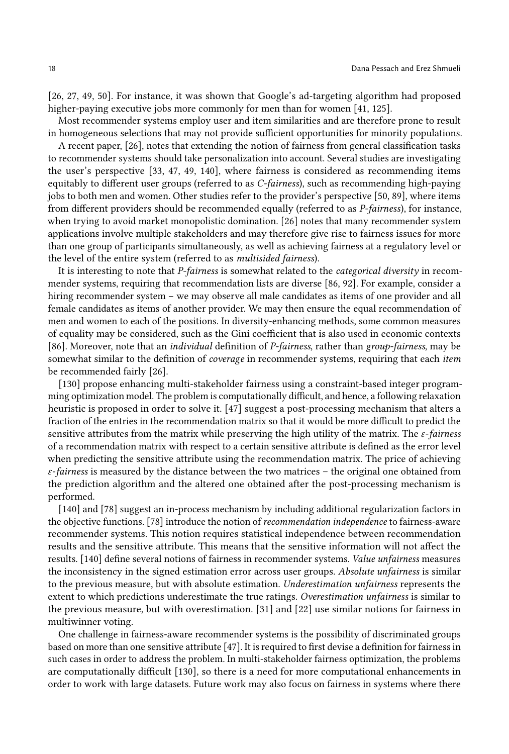[26, 27, 49, 50]. For instance, it was shown that Google's ad-targeting algorithm had proposed higher-paying executive jobs more commonly for men than for women [41, 125].

Most recommender systems employ user and item similarities and are therefore prone to result in homogeneous selections that may not provide sufficient opportunities for minority populations.

A recent paper, [26], notes that extending the notion of fairness from general classification tasks to recommender systems should take personalization into account. Several studies are investigating the user's perspective [33, 47, 49, 140], where fairness is considered as recommending items equitably to different user groups (referred to as *C-fairness*), such as recommending high-paying jobs to both men and women. Other studies refer to the provider's perspective [50, 89], where items from different providers should be recommended equally (referred to as *P-fairness*), for instance, when trying to avoid market monopolistic domination. [26] notes that many recommender system applications involve multiple stakeholders and may therefore give rise to fairness issues for more than one group of participants simultaneously, as well as achieving fairness at a regulatory level or the level of the entire system (referred to as *multisided fairness*).

It is interesting to note that *P-fairness* is somewhat related to the *categorical diversity* in recommender systems, requiring that recommendation lists are diverse [86, 92]. For example, consider a hiring recommender system – we may observe all male candidates as items of one provider and all female candidates as items of another provider. We may then ensure the equal recommendation of men and women to each of the positions. In diversity-enhancing methods, some common measures of equality may be considered, such as the Gini coefficient that is also used in economic contexts [86]. Moreover, note that an *individual* definition of *P-fairness*, rather than *group-fairness*, may be somewhat similar to the definition of *coverage* in recommender systems, requiring that each *item* be recommended fairly [26].

[130] propose enhancing multi-stakeholder fairness using a constraint-based integer programming optimization model. The problem is computationally difficult, and hence, a following relaxation heuristic is proposed in order to solve it. [47] suggest a post-processing mechanism that alters a fraction of the entries in the recommendation matrix so that it would be more difficult to predict the sensitive attributes from the matrix while preserving the high utility of the matrix. The *ε-fairness* of a recommendation matrix with respect to a certain sensitive attribute is defined as the error level when predicting the sensitive attribute using the recommendation matrix. The price of achieving *ε-fairness* is measured by the distance between the two matrices – the original one obtained from the prediction algorithm and the altered one obtained after the post-processing mechanism is performed.

[140] and [78] suggest an in-process mechanism by including additional regularization factors in the objective functions. [78] introduce the notion of *recommendation independence* to fairness-aware recommender systems. This notion requires statistical independence between recommendation results and the sensitive attribute. This means that the sensitive information will not affect the results. [140] define several notions of fairness in recommender systems. *Value unfairness* measures the inconsistency in the signed estimation error across user groups. *Absolute unfairness* is similar to the previous measure, but with absolute estimation. *Underestimation unfairness* represents the extent to which predictions underestimate the true ratings. *Overestimation unfairness* is similar to the previous measure, but with overestimation. [31] and [22] use similar notions for fairness in multiwinner voting.

One challenge in fairness-aware recommender systems is the possibility of discriminated groups based on more than one sensitive attribute [47]. It is required to first devise a definition for fairness in such cases in order to address the problem. In multi-stakeholder fairness optimization, the problems are computationally difficult [130], so there is a need for more computational enhancements in order to work with large datasets. Future work may also focus on fairness in systems where there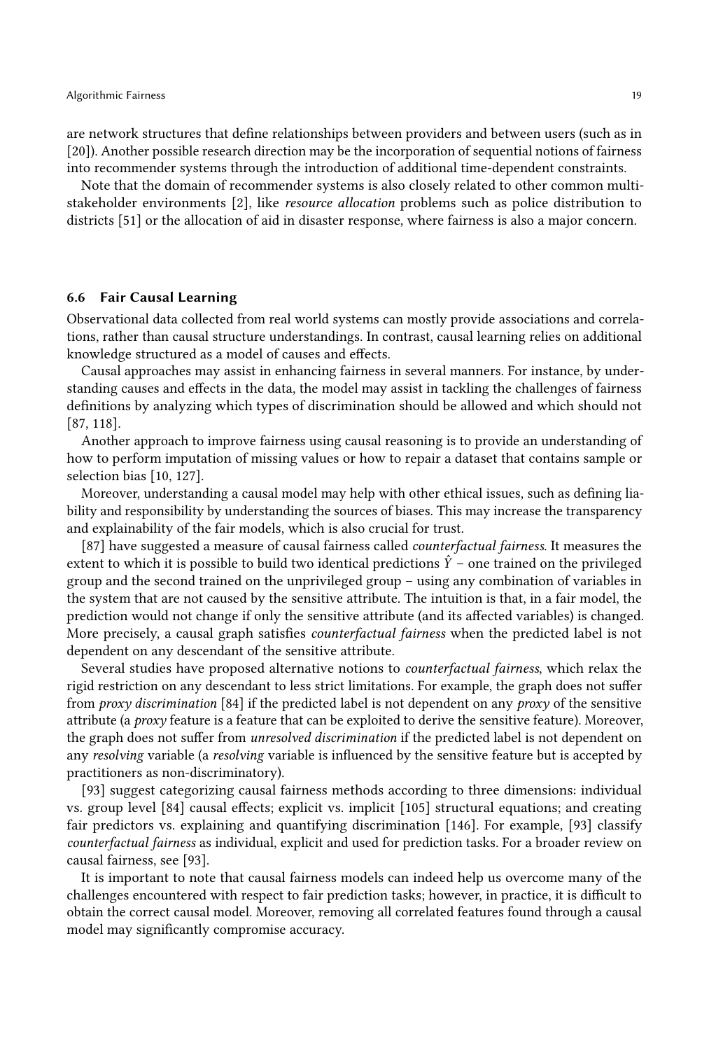are network structures that define relationships between providers and between users (such as in [20]). Another possible research direction may be the incorporation of sequential notions of fairness into recommender systems through the introduction of additional time-dependent constraints.

Note that the domain of recommender systems is also closely related to other common multi-stakeholder environments [2], like *resource allocation* problems such as police distribution to districts [51] or the allocation of aid in disaster response, where fairness is also a major concern.

### 6.6 Fair Causal Learning

Observational data collected from real world systems can mostly provide associations and correlations, rather than causal structure understandings. In contrast, causal learning relies on additional knowledge structured as a model of causes and effects.

Causal approaches may assist in enhancing fairness in several manners. For instance, by understanding causes and effects in the data, the model may assist in tackling the challenges of fairness definitions by analyzing which types of discrimination should be allowed and which should not [87, 118].

Another approach to improve fairness using causal reasoning is to provide an understanding of how to perform imputation of missing values or how to repair a dataset that contains sample or selection bias [10, 127].

Moreover, understanding a causal model may help with other ethical issues, such as defining liability and responsibility by understanding the sources of biases. This may increase the transparency and explainability of the fair models, which is also crucial for trust.

[87] have suggested a measure of causal fairness called *counterfactual fairness*. It measures the extent to which it is possible to build two identical predictions $\hat{Y}$ – one trained on the privileged group and the second trained on the unprivileged group – using any combination of variables in the system that are not caused by the sensitive attribute. The intuition is that, in a fair model, the prediction would not change if only the sensitive attribute (and its affected variables) is changed. More precisely, a causal graph satisfies *counterfactual fairness* when the predicted label is not dependent on any descendant of the sensitive attribute.

Several studies have proposed alternative notions to *counterfactual fairness*, which relax the rigid restriction on any descendant to less strict limitations. For example, the graph does not suffer from *proxy discrimination* [84] if the predicted label is not dependent on any *proxy* of the sensitive attribute (a *proxy* feature is a feature that can be exploited to derive the sensitive feature). Moreover, the graph does not suffer from *unresolved discrimination* if the predicted label is not dependent on any *resolving* variable (a *resolving* variable is influenced by the sensitive feature but is accepted by practitioners as non-discriminatory).

[93] suggest categorizing causal fairness methods according to three dimensions: individual vs. group level [84] causal effects; explicit vs. implicit [105] structural equations; and creating fair predictors vs. explaining and quantifying discrimination [146]. For example, [93] classify *counterfactual fairness* as individual, explicit and used for prediction tasks. For a broader review on causal fairness, see [93].

It is important to note that causal fairness models can indeed help us overcome many of the challenges encountered with respect to fair prediction tasks; however, in practice, it is difficult to obtain the correct causal model. Moreover, removing all correlated features found through a causal model may significantly compromise accuracy.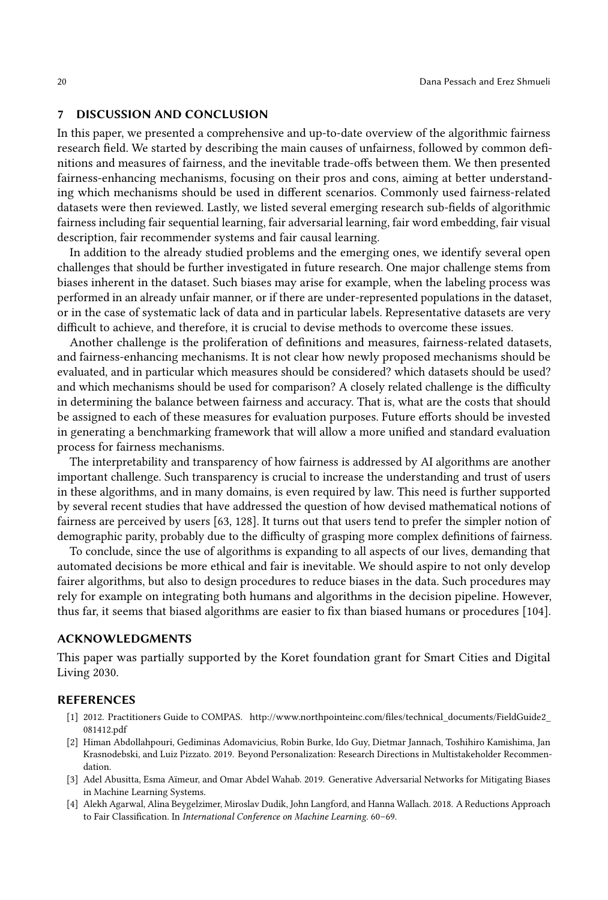## 7 DISCUSSION AND CONCLUSION

In this paper, we presented a comprehensive and up-to-date overview of the algorithmic fairness research field. We started by describing the main causes of unfairness, followed by common definitions and measures of fairness, and the inevitable trade-offs between them. We then presented fairness-enhancing mechanisms, focusing on their pros and cons, aiming at better understanding which mechanisms should be used in different scenarios. Commonly used fairness-related datasets were then reviewed. Lastly, we listed several emerging research sub-fields of algorithmic fairness including fair sequential learning, fair adversarial learning, fair word embedding, fair visual description, fair recommender systems and fair causal learning.

In addition to the already studied problems and the emerging ones, we identify several open challenges that should be further investigated in future research. One major challenge stems from biases inherent in the dataset. Such biases may arise for example, when the labeling process was performed in an already unfair manner, or if there are under-represented populations in the dataset, or in the case of systematic lack of data and in particular labels. Representative datasets are very difficult to achieve, and therefore, it is crucial to devise methods to overcome these issues.

Another challenge is the proliferation of definitions and measures, fairness-related datasets, and fairness-enhancing mechanisms. It is not clear how newly proposed mechanisms should be evaluated, and in particular which measures should be considered? which datasets should be used? and which mechanisms should be used for comparison? A closely related challenge is the difficulty in determining the balance between fairness and accuracy. That is, what are the costs that should be assigned to each of these measures for evaluation purposes. Future efforts should be invested in generating a benchmarking framework that will allow a more unified and standard evaluation process for fairness mechanisms.

The interpretability and transparency of how fairness is addressed by AI algorithms are another important challenge. Such transparency is crucial to increase the understanding and trust of users in these algorithms, and in many domains, is even required by law. This need is further supported by several recent studies that have addressed the question of how devised mathematical notions of fairness are perceived by users [63, 128]. It turns out that users tend to prefer the simpler notion of demographic parity, probably due to the difficulty of grasping more complex definitions of fairness.

To conclude, since the use of algorithms is expanding to all aspects of our lives, demanding that automated decisions be more ethical and fair is inevitable. We should aspire to not only develop fairer algorithms, but also to design procedures to reduce biases in the data. Such procedures may rely for example on integrating both humans and algorithms in the decision pipeline. However, thus far, it seems that biased algorithms are easier to fix than biased humans or procedures [104].

## ACKNOWLEDGMENTS

This paper was partially supported by the Koret foundation grant for Smart Cities and Digital Living 2030.

## REFERENCES

[1] 2012. Practitioners Guide to COMPAS. http://www.northpointeinc.com/files/technical_documents/FieldGuide2_081412.pdf

[2] Himan Abdollahpouri, Gediminas Adomavicius, Robin Burke, Ido Guy, Dietmar Jannach, Toshihiro Kamishima, Jan Krasnodebski, and Luiz Pizzato. 2019. Beyond Personalization: Research Directions in Multistakeholder Recommendation.

[3] Adel Abusitta, Esma Aïmeur, and Omar Abdel Wahab. 2019. Generative Adversarial Networks for Mitigating Biases in Machine Learning Systems.

[4] Alekh Agarwal, Alina Beygelzimer, Miroslav Dudik, John Langford, and Hanna Wallach. 2018. A Reductions Approach to Fair Classification. In *International Conference on Machine Learning*. 60–69.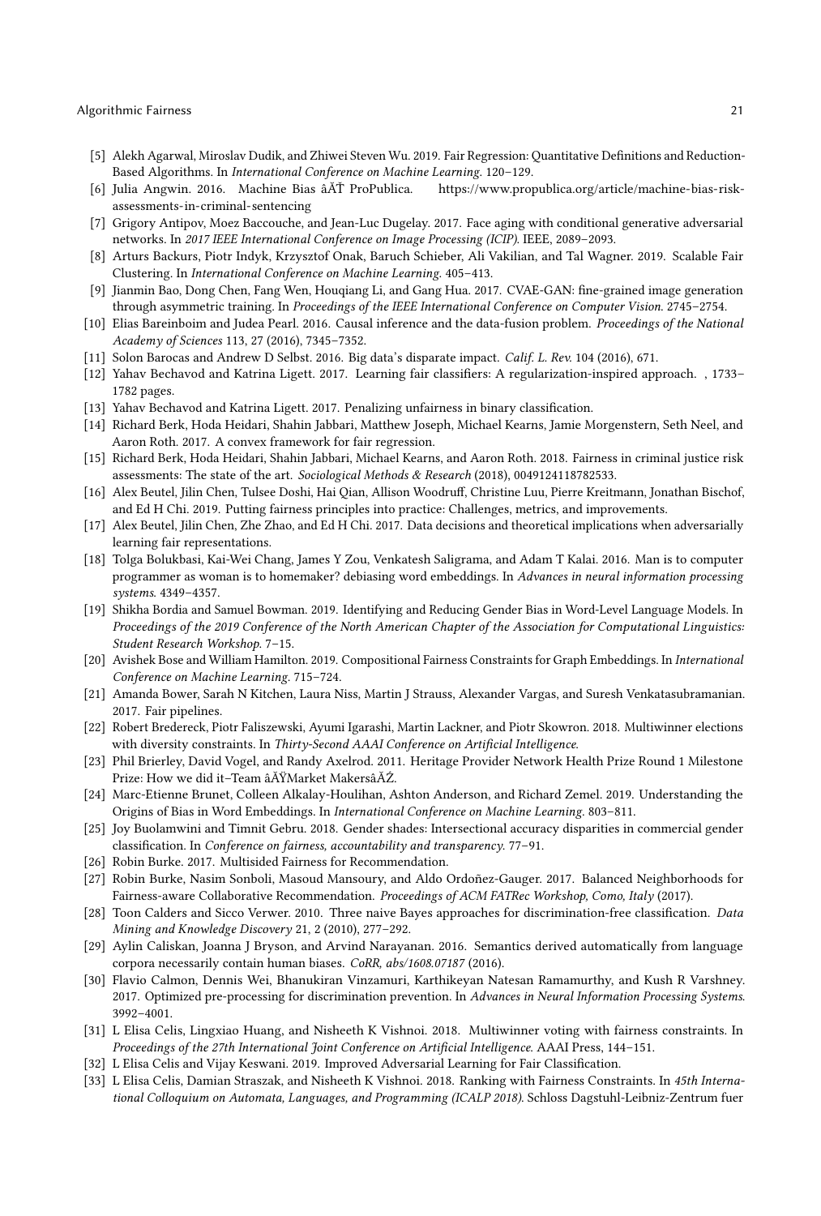- [5] Alekh Agarwal, Miroslav Dudik, and Zhiwei Steven Wu. 2019. Fair Regression: Quantitative Definitions and Reduction-Based Algorithms. In *International Conference on Machine Learning*. 120–129.
- [6] Julia Angwin. 2016. Machine Bias âĂŤ ProPublica. https://www.propublica.org/article/machine-bias-risk-assessments-in-criminal-sentencing
- [7] Grigory Antipov, Moez Baccouche, and Jean-Luc Dugelay. 2017. Face aging with conditional generative adversarial networks. In *2017 IEEE International Conference on Image Processing (ICIP)*. IEEE, 2089–2093.
- [8] Arturs Backurs, Piotr Indyk, Krzysztof Onak, Baruch Schieber, Ali Vakilian, and Tal Wagner. 2019. Scalable Fair Clustering. In *International Conference on Machine Learning*. 405–413.
- [9] Jianmin Bao, Dong Chen, Fang Wen, Houqiang Li, and Gang Hua. 2017. CVAE-GAN: fine-grained image generation through asymmetric training. In *Proceedings of the IEEE International Conference on Computer Vision*. 2745–2754.
- [10] Elias Bareinboim and Judea Pearl. 2016. Causal inference and the data-fusion problem. *Proceedings of the National Academy of Sciences* 113, 27 (2016), 7345–7352.
- [11] Solon Barocas and Andrew D Selbst. 2016. Big data's disparate impact. *Calif. L. Rev.* 104 (2016), 671.
- [12] Yahav Bechavod and Katrina Ligett. 2017. Learning fair classifiers: A regularization-inspired approach. , 1733–1782 pages.
- [13] Yahav Bechavod and Katrina Ligett. 2017. Penalizing unfairness in binary classification.
- [14] Richard Berk, Hoda Heidari, Shahin Jabbari, Matthew Joseph, Michael Kearns, Jamie Morgenstern, Seth Neel, and Aaron Roth. 2017. A convex framework for fair regression.
- [15] Richard Berk, Hoda Heidari, Shahin Jabbari, Michael Kearns, and Aaron Roth. 2018. Fairness in criminal justice risk assessments: The state of the art. *Sociological Methods & Research* (2018), 0049124118782533.
- [16] Alex Beutel, Jilin Chen, Tulsee Doshi, Hai Qian, Allison Woodruff, Christine Luu, Pierre Kreitmann, Jonathan Bischof, and Ed H Chi. 2019. Putting fairness principles into practice: Challenges, metrics, and improvements.
- [17] Alex Beutel, Jilin Chen, Zhe Zhao, and Ed H Chi. 2017. Data decisions and theoretical implications when adversarially learning fair representations.
- [18] Tolga Bolukbasi, Kai-Wei Chang, James Y Zou, Venkatesh Saligrama, and Adam T Kalai. 2016. Man is to computer programmer as woman is to homemaker? debiasing word embeddings. In *Advances in neural information processing systems*. 4349–4357.
- [19] Shikha Bordia and Samuel Bowman. 2019. Identifying and Reducing Gender Bias in Word-Level Language Models. In *Proceedings of the 2019 Conference of the North American Chapter of the Association for Computational Linguistics: Student Research Workshop*. 7–15.
- [20] Avishek Bose and William Hamilton. 2019. Compositional Fairness Constraints for Graph Embeddings. In *International Conference on Machine Learning*. 715–724.
- [21] Amanda Bower, Sarah N Kitchen, Laura Niss, Martin J Strauss, Alexander Vargas, and Suresh Venkatasubramanian. 2017. Fair pipelines.
- [22] Robert Bredereck, Piotr Faliszewski, Ayumi Igarashi, Martin Lackner, and Piotr Skowron. 2018. Multiwinner elections with diversity constraints. In *Thirty-Second AAAI Conference on Artificial Intelligence*.
- [23] Phil Brierley, David Vogel, and Randy Axelrod. 2011. Heritage Provider Network Health Prize Round 1 Milestone Prize: How we did it–Team âĂŸMarket MakersâĂŹ.
- [24] Marc-Etienne Brunet, Colleen Alkalay-Houlihan, Ashton Anderson, and Richard Zemel. 2019. Understanding the Origins of Bias in Word Embeddings. In *International Conference on Machine Learning*. 803–811.
- [25] Joy Buolamwini and Timnit Gebru. 2018. Gender shades: Intersectional accuracy disparities in commercial gender classification. In *Conference on fairness, accountability and transparency*. 77–91.
- [26] Robin Burke. 2017. Multisided Fairness for Recommendation.
- [27] Robin Burke, Nasim Sonboli, Masoud Mansoury, and Aldo Ordoñez-Gauger. 2017. Balanced Neighborhoods for Fairness-aware Collaborative Recommendation. *Proceedings of ACM FATRec Workshop, Como, Italy* (2017).
- [28] Toon Calders and Sicco Verwer. 2010. Three naive Bayes approaches for discrimination-free classification. *Data Mining and Knowledge Discovery* 21, 2 (2010), 277–292.
- [29] Aylin Caliskan, Joanna J Bryson, and Arvind Narayanan. 2016. Semantics derived automatically from language corpora necessarily contain human biases. *CoRR, abs/1608.07187* (2016).
- [30] Flavio Calmon, Dennis Wei, Bhanukiran Vinzamuri, Karthikeyan Natesan Ramamurthy, and Kush R Varshney. 2017. Optimized pre-processing for discrimination prevention. In *Advances in Neural Information Processing Systems*. 3992–4001.
- [31] L Elisa Celis, Lingxiao Huang, and Nisheeth K Vishnoi. 2018. Multiwinner voting with fairness constraints. In *Proceedings of the 27th International Joint Conference on Artificial Intelligence*. AAAI Press, 144–151.
- [32] L Elisa Celis and Vijay Keswani. 2019. Improved Adversarial Learning for Fair Classification.
- [33] L Elisa Celis, Damian Straszak, and Nisheeth K Vishnoi. 2018. Ranking with Fairness Constraints. In *45th International Colloquium on Automata, Languages, and Programming (ICALP 2018)*. Schloss Dagstuhl-Leibniz-Zentrum fuer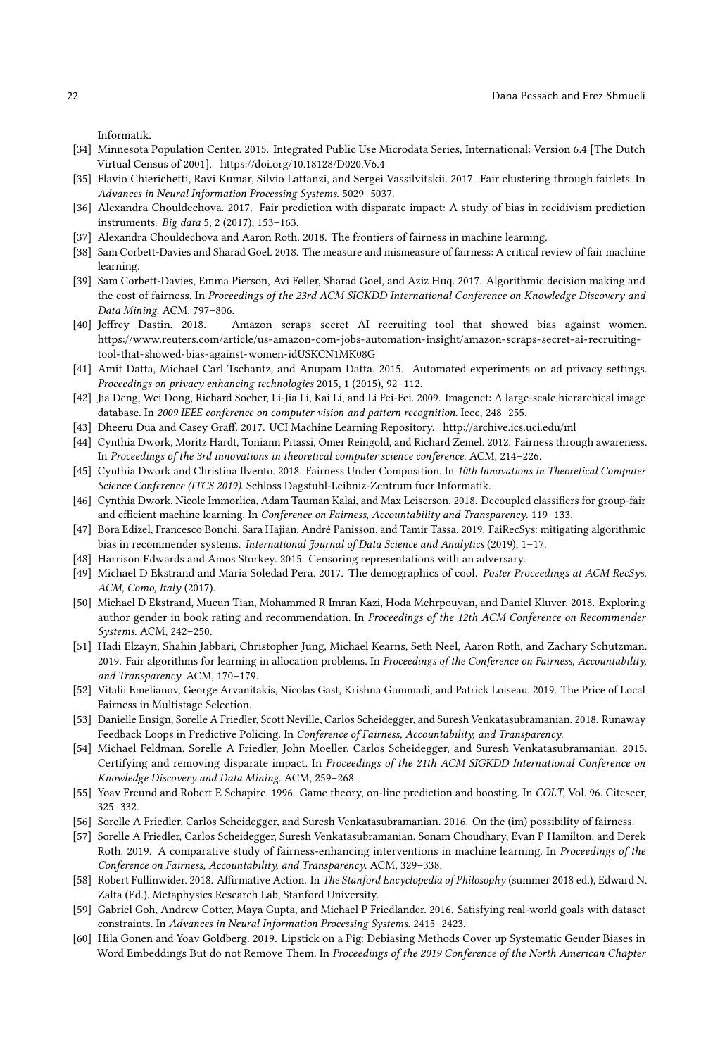Informatik.

[34] Minnesota Population Center. 2015. Integrated Public Use Microdata Series, International: Version 6.4 [The Dutch Virtual Census of 2001]. https://doi.org/10.18128/D020.V6.4

[35] Flavio Chierichetti, Ravi Kumar, Silvio Lattanzi, and Sergei Vassilvitskii. 2017. Fair clustering through fairlets. In *Advances in Neural Information Processing Systems*. 5029–5037.

[36] Alexandra Chouldechova. 2017. Fair prediction with disparate impact: A study of bias in recidivism prediction instruments. *Big data* 5, 2 (2017), 153–163.

[37] Alexandra Chouldechova and Aaron Roth. 2018. The frontiers of fairness in machine learning.

[38] Sam Corbett-Davies and Sharad Goel. 2018. The measure and mismeasure of fairness: A critical review of fair machine learning.

[39] Sam Corbett-Davies, Emma Pierson, Avi Feller, Sharad Goel, and Aziz Huq. 2017. Algorithmic decision making and the cost of fairness. In *Proceedings of the 23rd ACM SIGKDD International Conference on Knowledge Discovery and Data Mining*. ACM, 797–806.

[40] Jeffrey Dastin. 2018. Amazon scraps secret AI recruiting tool that showed bias against women. https://www.reuters.com/article/us-amazon-com-jobs-automation-insight/amazon-scraps-secret-ai-recruiting-tool-that-showed-bias-against-women-idUSKCN1MK08G

[41] Amit Datta, Michael Carl Tschantz, and Anupam Datta. 2015. Automated experiments on ad privacy settings. *Proceedings on privacy enhancing technologies* 2015, 1 (2015), 92–112.

[42] Jia Deng, Wei Dong, Richard Socher, Li-Jia Li, Kai Li, and Li Fei-Fei. 2009. Imagenet: A large-scale hierarchical image database. In *2009 IEEE conference on computer vision and pattern recognition*. Ieee, 248–255.

[43] Dheeru Dua and Casey Graff. 2017. UCI Machine Learning Repository. http://archive.ics.uci.edu/ml

[44] Cynthia Dwork, Moritz Hardt, Toniann Pitassi, Omer Reingold, and Richard Zemel. 2012. Fairness through awareness. In *Proceedings of the 3rd innovations in theoretical computer science conference*. ACM, 214–226.

[45] Cynthia Dwork and Christina Ilvento. 2018. Fairness Under Composition. In *10th Innovations in Theoretical Computer Science Conference (ITCS 2019)*. Schloss Dagstuhl-Leibniz-Zentrum fuer Informatik.

[46] Cynthia Dwork, Nicole Immorlica, Adam Tauman Kalai, and Max Leiserson. 2018. Decoupled classifiers for group-fair and efficient machine learning. In *Conference on Fairness, Accountability and Transparency*. 119–133.

[47] Bora Edizel, Francesco Bonchi, Sara Hajian, André Panisson, and Tamir Tassa. 2019. FaiRecSys: mitigating algorithmic bias in recommender systems. *International Journal of Data Science and Analytics* (2019), 1–17.

[48] Harrison Edwards and Amos Storkey. 2015. Censoring representations with an adversary.

[49] Michael D Ekstrand and Maria Soledad Pera. 2017. The demographics of cool. *Poster Proceedings at ACM RecSys. ACM, Como, Italy* (2017).

[50] Michael D Ekstrand, Mucun Tian, Mohammed R Imran Kazi, Hoda Mehrpouyan, and Daniel Kluver. 2018. Exploring author gender in book rating and recommendation. In *Proceedings of the 12th ACM Conference on Recommender Systems*. ACM, 242–250.

[51] Hadi Elzayn, Shahin Jabbari, Christopher Jung, Michael Kearns, Seth Neel, Aaron Roth, and Zachary Schutzman. 2019. Fair algorithms for learning in allocation problems. In *Proceedings of the Conference on Fairness, Accountability, and Transparency*. ACM, 170–179.

[52] Vitalii Emelianov, George Arvanitakis, Nicolas Gast, Krishna Gummadi, and Patrick Loiseau. 2019. The Price of Local Fairness in Multistage Selection.

[53] Danielle Ensign, Sorelle A Friedler, Scott Neville, Carlos Scheidegger, and Suresh Venkatasubramanian. 2018. Runaway Feedback Loops in Predictive Policing. In *Conference of Fairness, Accountability, and Transparency*.

[54] Michael Feldman, Sorelle A Friedler, John Moeller, Carlos Scheidegger, and Suresh Venkatasubramanian. 2015. Certifying and removing disparate impact. In *Proceedings of the 21th ACM SIGKDD International Conference on Knowledge Discovery and Data Mining*. ACM, 259–268.

[55] Yoav Freund and Robert E Schapire. 1996. Game theory, on-line prediction and boosting. In *COLT*, Vol. 96. Citeseer, 325–332.

[56] Sorelle A Friedler, Carlos Scheidegger, and Suresh Venkatasubramanian. 2016. On the (im) possibility of fairness.

[57] Sorelle A Friedler, Carlos Scheidegger, Suresh Venkatasubramanian, Sonam Choudhary, Evan P Hamilton, and Derek Roth. 2019. A comparative study of fairness-enhancing interventions in machine learning. In *Proceedings of the Conference on Fairness, Accountability, and Transparency*. ACM, 329–338.

[58] Robert Fullinwider. 2018. Affirmative Action. In *The Stanford Encyclopedia of Philosophy* (summer 2018 ed.), Edward N. Zalta (Ed.). Metaphysics Research Lab, Stanford University.

[59] Gabriel Goh, Andrew Cotter, Maya Gupta, and Michael P Friedlander. 2016. Satisfying real-world goals with dataset constraints. In *Advances in Neural Information Processing Systems*. 2415–2423.

[60] Hila Gonen and Yoav Goldberg. 2019. Lipstick on a Pig: Debiasing Methods Cover up Systematic Gender Biases in Word Embeddings But do not Remove Them. In *Proceedings of the 2019 Conference of the North American Chapter*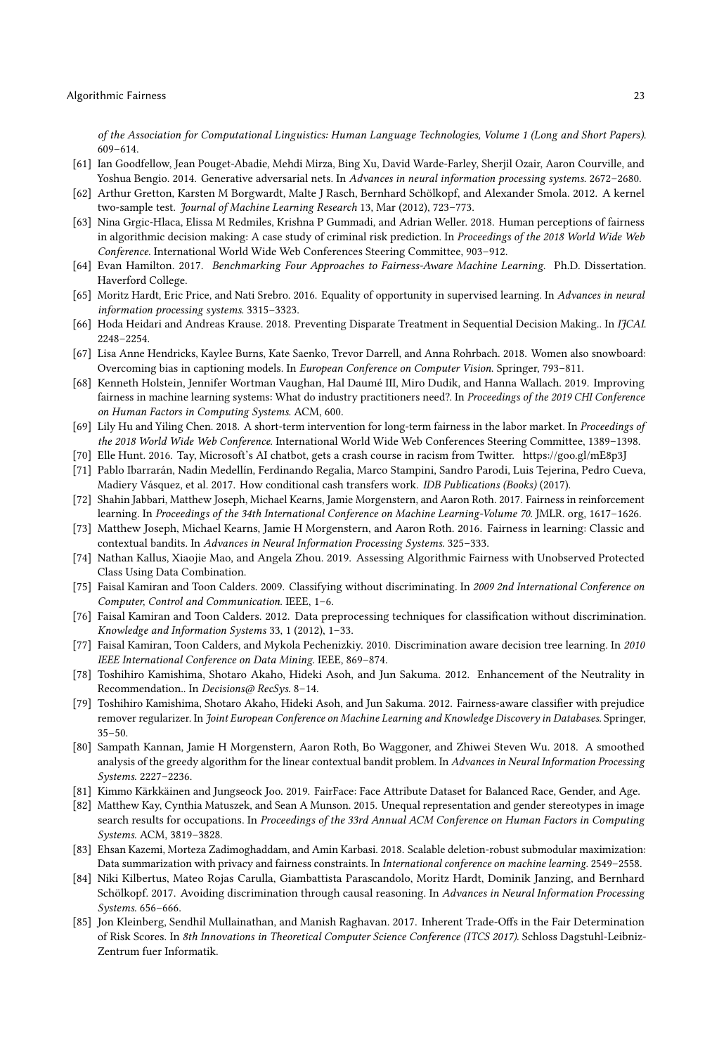*of the Association for Computational Linguistics: Human Language Technologies, Volume 1 (Long and Short Papers)*. 609–614.

- [61] Ian Goodfellow, Jean Pouget-Abadie, Mehdi Mirza, Bing Xu, David Warde-Farley, Sherjil Ozair, Aaron Courville, and Yoshua Bengio. 2014. Generative adversarial nets. In *Advances in neural information processing systems*. 2672–2680.
- [62] Arthur Gretton, Karsten M Borgwardt, Malte J Rasch, Bernhard Schölkopf, and Alexander Smola. 2012. A kernel two-sample test. *Journal of Machine Learning Research* 13, Mar (2012), 723–773.
- [63] Nina Grgic-Hlaca, Elissa M Redmiles, Krishna P Gummadi, and Adrian Weller. 2018. Human perceptions of fairness in algorithmic decision making: A case study of criminal risk prediction. In *Proceedings of the 2018 World Wide Web Conference*. International World Wide Web Conferences Steering Committee, 903–912.
- [64] Evan Hamilton. 2017. *Benchmarking Four Approaches to Fairness-Aware Machine Learning*. Ph.D. Dissertation. Haverford College.
- [65] Moritz Hardt, Eric Price, and Nati Srebro. 2016. Equality of opportunity in supervised learning. In *Advances in neural information processing systems*. 3315–3323.
- [66] Hoda Heidari and Andreas Krause. 2018. Preventing Disparate Treatment in Sequential Decision Making.. In *IJCAI*. 2248–2254.
- [67] Lisa Anne Hendricks, Kaylee Burns, Kate Saenko, Trevor Darrell, and Anna Rohrbach. 2018. Women also snowboard: Overcoming bias in captioning models. In *European Conference on Computer Vision*. Springer, 793–811.
- [68] Kenneth Holstein, Jennifer Wortman Vaughan, Hal Daumé III, Miro Dudik, and Hanna Wallach. 2019. Improving fairness in machine learning systems: What do industry practitioners need?. In *Proceedings of the 2019 CHI Conference on Human Factors in Computing Systems*. ACM, 600.
- [69] Lily Hu and Yiling Chen. 2018. A short-term intervention for long-term fairness in the labor market. In *Proceedings of the 2018 World Wide Web Conference*. International World Wide Web Conferences Steering Committee, 1389–1398.
- [70] Elle Hunt. 2016. Tay, Microsoft's AI chatbot, gets a crash course in racism from Twitter. https://goo.gl/mE8p3J
- [71] Pablo Ibarrarán, Nadin Medellín, Ferdinando Regalia, Marco Stampini, Sandro Parodi, Luis Tejerina, Pedro Cueva, Madiery Vásquez, et al. 2017. How conditional cash transfers work. *IDB Publications (Books)* (2017).
- [72] Shahin Jabbari, Matthew Joseph, Michael Kearns, Jamie Morgenstern, and Aaron Roth. 2017. Fairness in reinforcement learning. In *Proceedings of the 34th International Conference on Machine Learning-Volume 70*. JMLR. org, 1617–1626.
- [73] Matthew Joseph, Michael Kearns, Jamie H Morgenstern, and Aaron Roth. 2016. Fairness in learning: Classic and contextual bandits. In *Advances in Neural Information Processing Systems*. 325–333.
- [74] Nathan Kallus, Xiaojie Mao, and Angela Zhou. 2019. Assessing Algorithmic Fairness with Unobserved Protected Class Using Data Combination.
- [75] Faisal Kamiran and Toon Calders. 2009. Classifying without discriminating. In *2009 2nd International Conference on Computer, Control and Communication*. IEEE, 1–6.
- [76] Faisal Kamiran and Toon Calders. 2012. Data preprocessing techniques for classification without discrimination. *Knowledge and Information Systems* 33, 1 (2012), 1–33.
- [77] Faisal Kamiran, Toon Calders, and Mykola Pechenizkiy. 2010. Discrimination aware decision tree learning. In *2010 IEEE International Conference on Data Mining*. IEEE, 869–874.
- [78] Toshihiro Kamishima, Shotaro Akaho, Hideki Asoh, and Jun Sakuma. 2012. Enhancement of the Neutrality in Recommendation.. In *Decisions@ RecSys*. 8–14.
- [79] Toshihiro Kamishima, Shotaro Akaho, Hideki Asoh, and Jun Sakuma. 2012. Fairness-aware classifier with prejudice remover regularizer. In *Joint European Conference on Machine Learning and Knowledge Discovery in Databases*. Springer, 35–50.
- [80] Sampath Kannan, Jamie H Morgenstern, Aaron Roth, Bo Waggoner, and Zhiwei Steven Wu. 2018. A smoothed analysis of the greedy algorithm for the linear contextual bandit problem. In *Advances in Neural Information Processing Systems*. 2227–2236.
- [81] Kimmo Kärkkäinen and Jungseock Joo. 2019. FairFace: Face Attribute Dataset for Balanced Race, Gender, and Age.
- [82] Matthew Kay, Cynthia Matuszek, and Sean A Munson. 2015. Unequal representation and gender stereotypes in image search results for occupations. In *Proceedings of the 33rd Annual ACM Conference on Human Factors in Computing Systems*. ACM, 3819–3828.
- [83] Ehsan Kazemi, Morteza Zadimoghaddam, and Amin Karbasi. 2018. Scalable deletion-robust submodular maximization: Data summarization with privacy and fairness constraints. In *International conference on machine learning*. 2549–2558.
- [84] Niki Kilbertus, Mateo Rojas Carulla, Giambattista Parascandolo, Moritz Hardt, Dominik Janzing, and Bernhard Schölkopf. 2017. Avoiding discrimination through causal reasoning. In *Advances in Neural Information Processing Systems*. 656–666.
- [85] Jon Kleinberg, Sendhil Mullainathan, and Manish Raghavan. 2017. Inherent Trade-Offs in the Fair Determination of Risk Scores. In *8th Innovations in Theoretical Computer Science Conference (ITCS 2017)*. Schloss Dagstuhl-Leibniz-Zentrum fuer Informatik.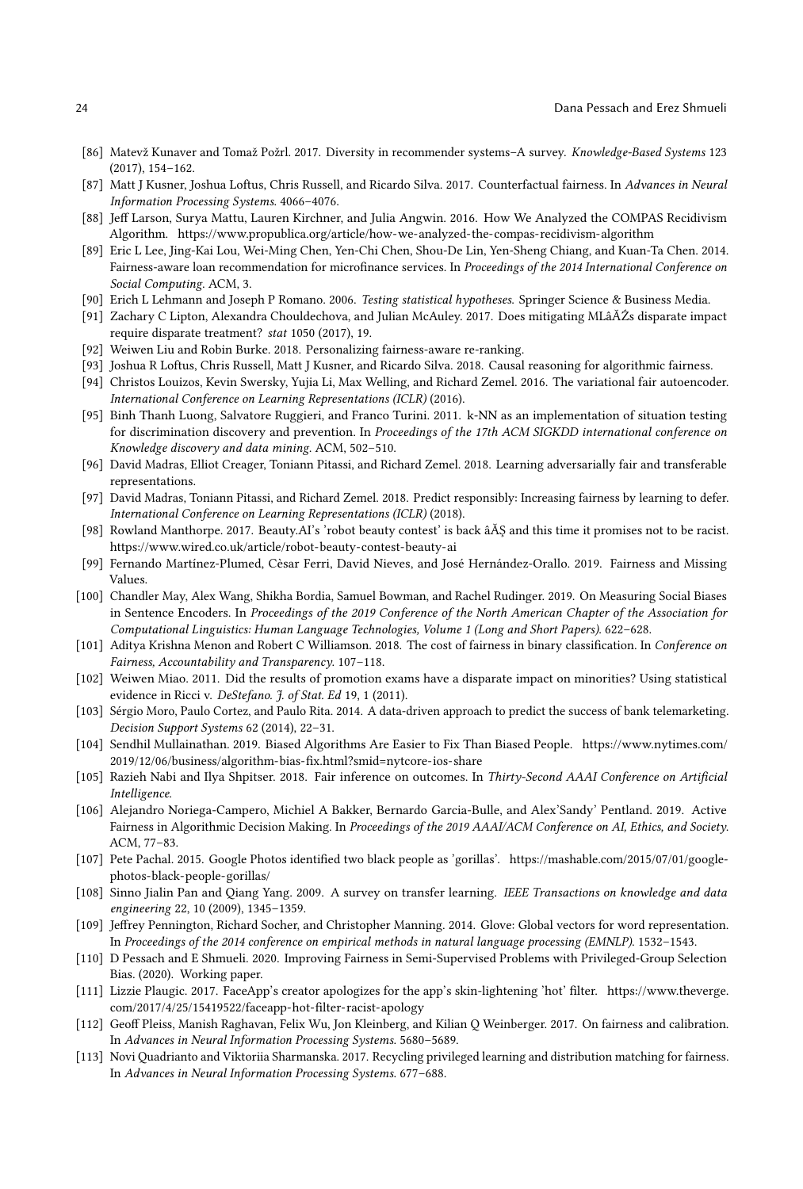[86] Matevž Kunaver and Tomaž Požrl. 2017. Diversity in recommender systems–A survey. *Knowledge-Based Systems* 123 (2017), 154–162.

[87] Matt J Kusner, Joshua Loftus, Chris Russell, and Ricardo Silva. 2017. Counterfactual fairness. In *Advances in Neural Information Processing Systems*. 4066–4076.

[88] Jeff Larson, Surya Mattu, Lauren Kirchner, and Julia Angwin. 2016. How We Analyzed the COMPAS Recidivism Algorithm. https://www.propublica.org/article/how-we-analyzed-the-compas-recidivism-algorithm

[89] Eric L Lee, Jing-Kai Lou, Wei-Ming Chen, Yen-Chi Chen, Shou-De Lin, Yen-Sheng Chiang, and Kuan-Ta Chen. 2014. Fairness-aware loan recommendation for microfinance services. In *Proceedings of the 2014 International Conference on Social Computing*. ACM, 3.

[90] Erich L Lehmann and Joseph P Romano. 2006. *Testing statistical hypotheses*. Springer Science & Business Media.

[91] Zachary C Lipton, Alexandra Chouldechova, and Julian McAuley. 2017. Does mitigating MLâĂŹs disparate impact require disparate treatment? *stat* 1050 (2017), 19.

[92] Weiwen Liu and Robin Burke. 2018. Personalizing fairness-aware re-ranking.

[93] Joshua R Loftus, Chris Russell, Matt J Kusner, and Ricardo Silva. 2018. Causal reasoning for algorithmic fairness.

[94] Christos Louizos, Kevin Swersky, Yujia Li, Max Welling, and Richard Zemel. 2016. The variational fair autoencoder. *International Conference on Learning Representations (ICLR)* (2016).

[95] Binh Thanh Luong, Salvatore Ruggieri, and Franco Turini. 2011. k-NN as an implementation of situation testing for discrimination discovery and prevention. In *Proceedings of the 17th ACM SIGKDD international conference on Knowledge discovery and data mining*. ACM, 502–510.

[96] David Madras, Elliot Creager, Toniann Pitassi, and Richard Zemel. 2018. Learning adversarially fair and transferable representations.

[97] David Madras, Toniann Pitassi, and Richard Zemel. 2018. Predict responsibly: Increasing fairness by learning to defer. *International Conference on Learning Representations (ICLR)* (2018).

[98] Rowland Manthorpe. 2017. Beauty.AI's 'robot beauty contest' is back âĂŞ and this time it promises not to be racist. https://www.wired.co.uk/article/robot-beauty-contest-beauty-ai

[99] Fernando Martínez-Plumed, Cèsar Ferri, David Nieves, and José Hernández-Orallo. 2019. Fairness and Missing Values.

[100] Chandler May, Alex Wang, Shikha Bordia, Samuel Bowman, and Rachel Rudinger. 2019. On Measuring Social Biases in Sentence Encoders. In *Proceedings of the 2019 Conference of the North American Chapter of the Association for Computational Linguistics: Human Language Technologies, Volume 1 (Long and Short Papers)*. 622–628.

[101] Aditya Krishna Menon and Robert C Williamson. 2018. The cost of fairness in binary classification. In *Conference on Fairness, Accountability and Transparency*. 107–118.

[102] Weiwen Miao. 2011. Did the results of promotion exams have a disparate impact on minorities? Using statistical evidence in Ricci v. DeStefano. *J. of Stat. Ed* 19, 1 (2011).

[103] Sérgio Moro, Paulo Cortez, and Paulo Rita. 2014. A data-driven approach to predict the success of bank telemarketing. *Decision Support Systems* 62 (2014), 22–31.

[104] Sendhil Mullainathan. 2019. Biased Algorithms Are Easier to Fix Than Biased People. https://www.nytimes.com/2019/12/06/business/algorithm-bias-fix.html?smid=nytcore-ios-share

[105] Razieh Nabi and Ilya Shpitser. 2018. Fair inference on outcomes. In *Thirty-Second AAAI Conference on Artificial Intelligence*.

[106] Alejandro Noriega-Campero, Michiel A Bakker, Bernardo Garcia-Bulle, and Alex'Sandy' Pentland. 2019. Active Fairness in Algorithmic Decision Making. In *Proceedings of the 2019 AAAI/ACM Conference on AI, Ethics, and Society*. ACM, 77–83.

[107] Pete Pachal. 2015. Google Photos identified two black people as 'gorillas'. https://mashable.com/2015/07/01/google-photos-black-people-gorillas/

[108] Sinno Jialin Pan and Qiang Yang. 2009. A survey on transfer learning. *IEEE Transactions on knowledge and data engineering* 22, 10 (2009), 1345–1359.

[109] Jeffrey Pennington, Richard Socher, and Christopher Manning. 2014. Glove: Global vectors for word representation. In *Proceedings of the 2014 conference on empirical methods in natural language processing (EMNLP)*. 1532–1543.

[110] D Pessach and E Shmueli. 2020. Improving Fairness in Semi-Supervised Problems with Privileged-Group Selection Bias. (2020). Working paper.

[111] Lizzie Plaugic. 2017. FaceApp's creator apologizes for the app's skin-lightening 'hot' filter. https://www.theverge.com/2017/4/25/15419522/faceapp-hot-filter-racist-apology

[112] Geoff Pleiss, Manish Raghavan, Felix Wu, Jon Kleinberg, and Kilian Q Weinberger. 2017. On fairness and calibration. In *Advances in Neural Information Processing Systems*. 5680–5689.

[113] Novi Quadrianto and Viktoriia Sharmanska. 2017. Recycling privileged learning and distribution matching for fairness. In *Advances in Neural Information Processing Systems*. 677–688.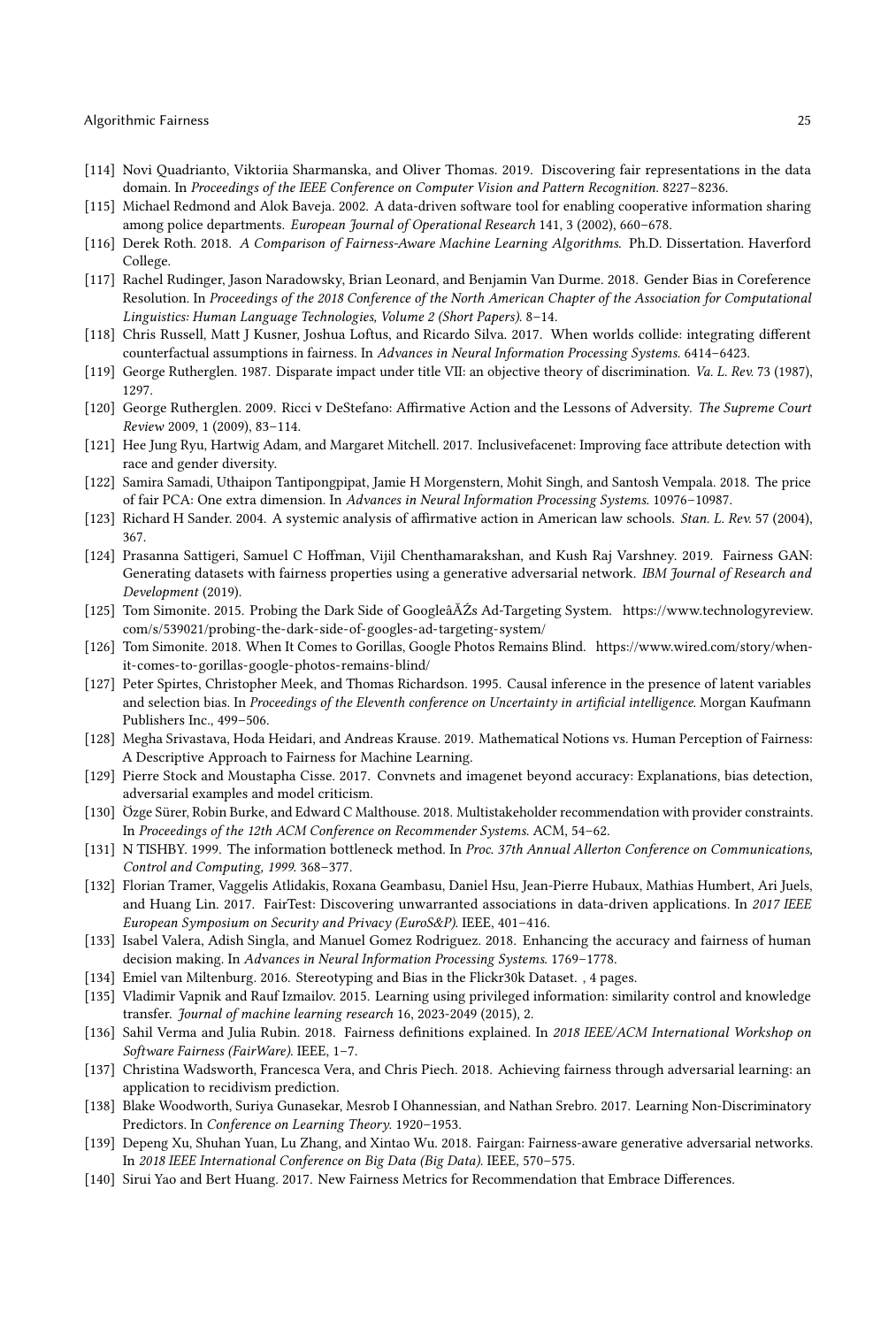[114] Novi Quadrianto, Viktoriia Sharmanska, and Oliver Thomas. 2019. Discovering fair representations in the data domain. In *Proceedings of the IEEE Conference on Computer Vision and Pattern Recognition*. 8227–8236.

[115] Michael Redmond and Alok Baveja. 2002. A data-driven software tool for enabling cooperative information sharing among police departments. *European Journal of Operational Research* 141, 3 (2002), 660–678.

[116] Derek Roth. 2018. *A Comparison of Fairness-Aware Machine Learning Algorithms*. Ph.D. Dissertation. Haverford College.

[117] Rachel Rudinger, Jason Naradowsky, Brian Leonard, and Benjamin Van Durme. 2018. Gender Bias in Coreference Resolution. In *Proceedings of the 2018 Conference of the North American Chapter of the Association for Computational Linguistics: Human Language Technologies, Volume 2 (Short Papers)*. 8–14.

[118] Chris Russell, Matt J Kusner, Joshua Loftus, and Ricardo Silva. 2017. When worlds collide: integrating different counterfactual assumptions in fairness. In *Advances in Neural Information Processing Systems*. 6414–6423.

[119] George Rutherglen. 1987. Disparate impact under title VII: an objective theory of discrimination. *Va. L. Rev.* 73 (1987), 1297.

[120] George Rutherglen. 2009. Ricci v DeStefano: Affirmative Action and the Lessons of Adversity. *The Supreme Court Review* 2009, 1 (2009), 83–114.

[121] Hee Jung Ryu, Hartwig Adam, and Margaret Mitchell. 2017. Inclusivefacenet: Improving face attribute detection with race and gender diversity.

[122] Samira Samadi, Uthaipon Tantipongpipat, Jamie H Morgenstern, Mohit Singh, and Santosh Vempala. 2018. The price of fair PCA: One extra dimension. In *Advances in Neural Information Processing Systems*. 10976–10987.

[123] Richard H Sander. 2004. A systemic analysis of affirmative action in American law schools. *Stan. L. Rev.* 57 (2004), 367.

[124] Prasanna Sattigeri, Samuel C Hoffman, Vijil Chenthamarakshan, and Kush Raj Varshney. 2019. Fairness GAN: Generating datasets with fairness properties using a generative adversarial network. *IBM Journal of Research and Development* (2019).

[125] Tom Simonite. 2015. Probing the Dark Side of GoogleâĂŹs Ad-Targeting System. https://www.technologyreview.com/s/539021/probing-the-dark-side-of-googles-ad-targeting-system/

[126] Tom Simonite. 2018. When It Comes to Gorillas, Google Photos Remains Blind. https://www.wired.com/story/when-it-comes-to-gorillas-google-photos-remains-blind/

[127] Peter Spirtes, Christopher Meek, and Thomas Richardson. 1995. Causal inference in the presence of latent variables and selection bias. In *Proceedings of the Eleventh conference on Uncertainty in artificial intelligence*. Morgan Kaufmann Publishers Inc., 499–506.

[128] Megha Srivastava, Hoda Heidari, and Andreas Krause. 2019. Mathematical Notions vs. Human Perception of Fairness: A Descriptive Approach to Fairness for Machine Learning.

[129] Pierre Stock and Moustapha Cisse. 2017. Convnets and imagenet beyond accuracy: Explanations, bias detection, adversarial examples and model criticism.

[130] Özge Sürer, Robin Burke, and Edward C Malthouse. 2018. Multistakeholder recommendation with provider constraints. In *Proceedings of the 12th ACM Conference on Recommender Systems*. ACM, 54–62.

[131] N TISHBY. 1999. The information bottleneck method. In *Proc. 37th Annual Allerton Conference on Communications, Control and Computing, 1999*. 368–377.

[132] Florian Tramer, Vaggelis Atlidakis, Roxana Geambasu, Daniel Hsu, Jean-Pierre Hubaux, Mathias Humbert, Ari Juels, and Huang Lin. 2017. FairTest: Discovering unwarranted associations in data-driven applications. In *2017 IEEE European Symposium on Security and Privacy (EuroS&P)*. IEEE, 401–416.

[133] Isabel Valera, Adish Singla, and Manuel Gomez Rodriguez. 2018. Enhancing the accuracy and fairness of human decision making. In *Advances in Neural Information Processing Systems*. 1769–1778.

[134] Emiel van Miltenburg. 2016. Stereotyping and Bias in the Flickr30k Dataset. , 4 pages.

[135] Vladimir Vapnik and Rauf Izmailov. 2015. Learning using privileged information: similarity control and knowledge transfer. *Journal of machine learning research* 16, 2023-2049 (2015), 2.

[136] Sahil Verma and Julia Rubin. 2018. Fairness definitions explained. In *2018 IEEE/ACM International Workshop on Software Fairness (FairWare)*. IEEE, 1–7.

[137] Christina Wadsworth, Francesca Vera, and Chris Piech. 2018. Achieving fairness through adversarial learning: an application to recidivism prediction.

[138] Blake Woodworth, Suriya Gunasekar, Mesrob I Ohannessian, and Nathan Srebro. 2017. Learning Non-Discriminatory Predictors. In *Conference on Learning Theory*. 1920–1953.

[139] Depeng Xu, Shuhan Yuan, Lu Zhang, and Xintao Wu. 2018. Fairgan: Fairness-aware generative adversarial networks. In *2018 IEEE International Conference on Big Data (Big Data)*. IEEE, 570–575.

[140] Sirui Yao and Bert Huang. 2017. New Fairness Metrics for Recommendation that Embrace Differences.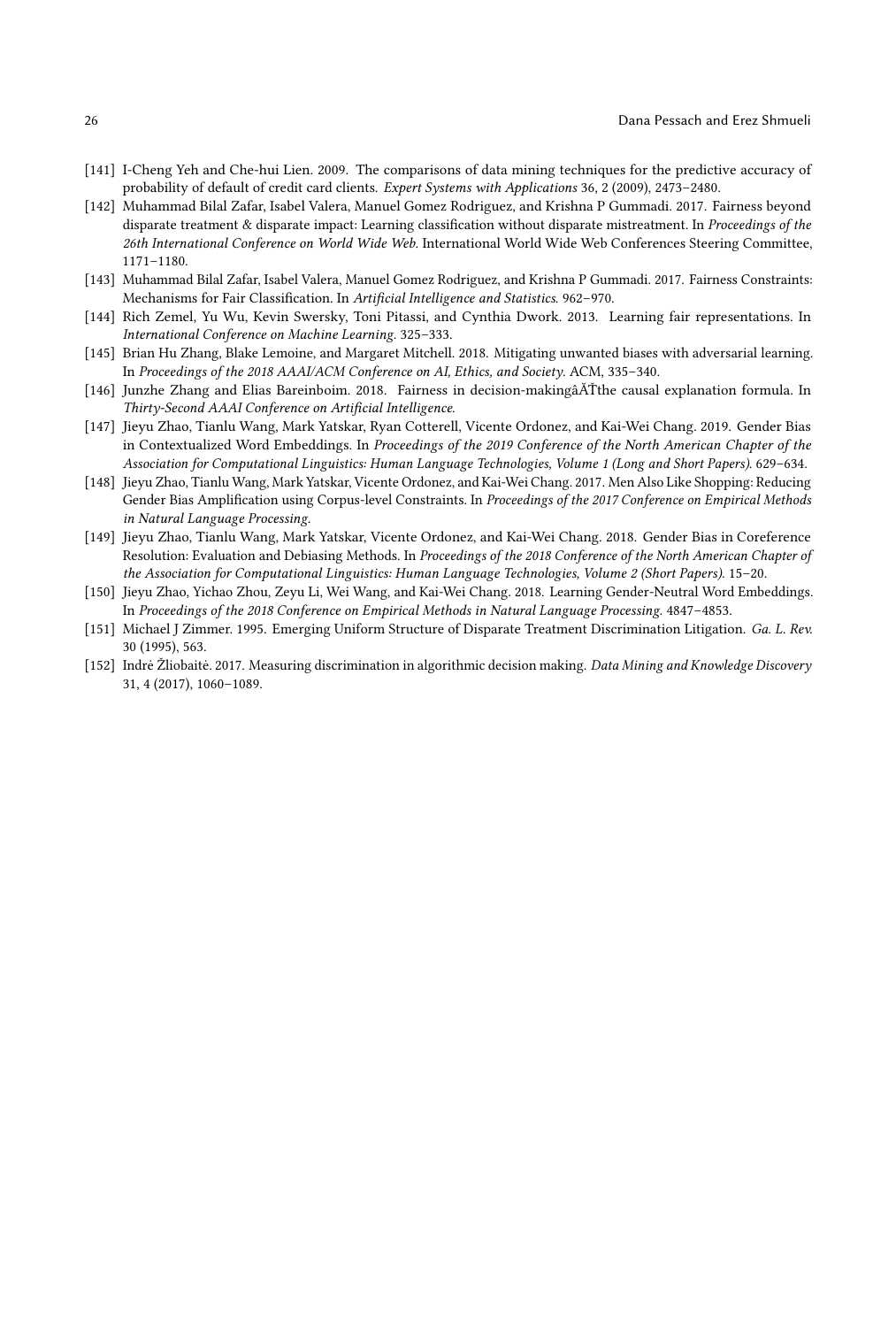- [141] I-Cheng Yeh and Che-hui Lien. 2009. The comparisons of data mining techniques for the predictive accuracy of probability of default of credit card clients. *Expert Systems with Applications* 36, 2 (2009), 2473–2480.
- [142] Muhammad Bilal Zafar, Isabel Valera, Manuel Gomez Rodriguez, and Krishna P Gummadi. 2017. Fairness beyond disparate treatment & disparate impact: Learning classification without disparate mistreatment. In *Proceedings of the 26th International Conference on World Wide Web*. International World Wide Web Conferences Steering Committee, 1171–1180.
- [143] Muhammad Bilal Zafar, Isabel Valera, Manuel Gomez Rodriguez, and Krishna P Gummadi. 2017. Fairness Constraints: Mechanisms for Fair Classification. In *Artificial Intelligence and Statistics*. 962–970.
- [144] Rich Zemel, Yu Wu, Kevin Swersky, Toni Pitassi, and Cynthia Dwork. 2013. Learning fair representations. In *International Conference on Machine Learning*. 325–333.
- [145] Brian Hu Zhang, Blake Lemoine, and Margaret Mitchell. 2018. Mitigating unwanted biases with adversarial learning. In *Proceedings of the 2018 AAAI/ACM Conference on AI, Ethics, and Society*. ACM, 335–340.
- [146] Junzhe Zhang and Elias Bareinboim. 2018. Fairness in decision-makingâĂŤthe causal explanation formula. In *Thirty-Second AAAI Conference on Artificial Intelligence*.
- [147] Jieyu Zhao, Tianlu Wang, Mark Yatskar, Ryan Cotterell, Vicente Ordonez, and Kai-Wei Chang. 2019. Gender Bias in Contextualized Word Embeddings. In *Proceedings of the 2019 Conference of the North American Chapter of the Association for Computational Linguistics: Human Language Technologies, Volume 1 (Long and Short Papers)*. 629–634.
- [148] Jieyu Zhao, Tianlu Wang, Mark Yatskar, Vicente Ordonez, and Kai-Wei Chang. 2017. Men Also Like Shopping: Reducing Gender Bias Amplification using Corpus-level Constraints. In *Proceedings of the 2017 Conference on Empirical Methods in Natural Language Processing*.
- [149] Jieyu Zhao, Tianlu Wang, Mark Yatskar, Vicente Ordonez, and Kai-Wei Chang. 2018. Gender Bias in Coreference Resolution: Evaluation and Debiasing Methods. In *Proceedings of the 2018 Conference of the North American Chapter of the Association for Computational Linguistics: Human Language Technologies, Volume 2 (Short Papers)*. 15–20.
- [150] Jieyu Zhao, Yichao Zhou, Zeyu Li, Wei Wang, and Kai-Wei Chang. 2018. Learning Gender-Neutral Word Embeddings. In *Proceedings of the 2018 Conference on Empirical Methods in Natural Language Processing*. 4847–4853.
- [151] Michael J Zimmer. 1995. Emerging Uniform Structure of Disparate Treatment Discrimination Litigation. *Ga. L. Rev.* 30 (1995), 563.
- [152] Indrė Žliobaitė. 2017. Measuring discrimination in algorithmic decision making. *Data Mining and Knowledge Discovery* 31, 4 (2017), 1060–1089.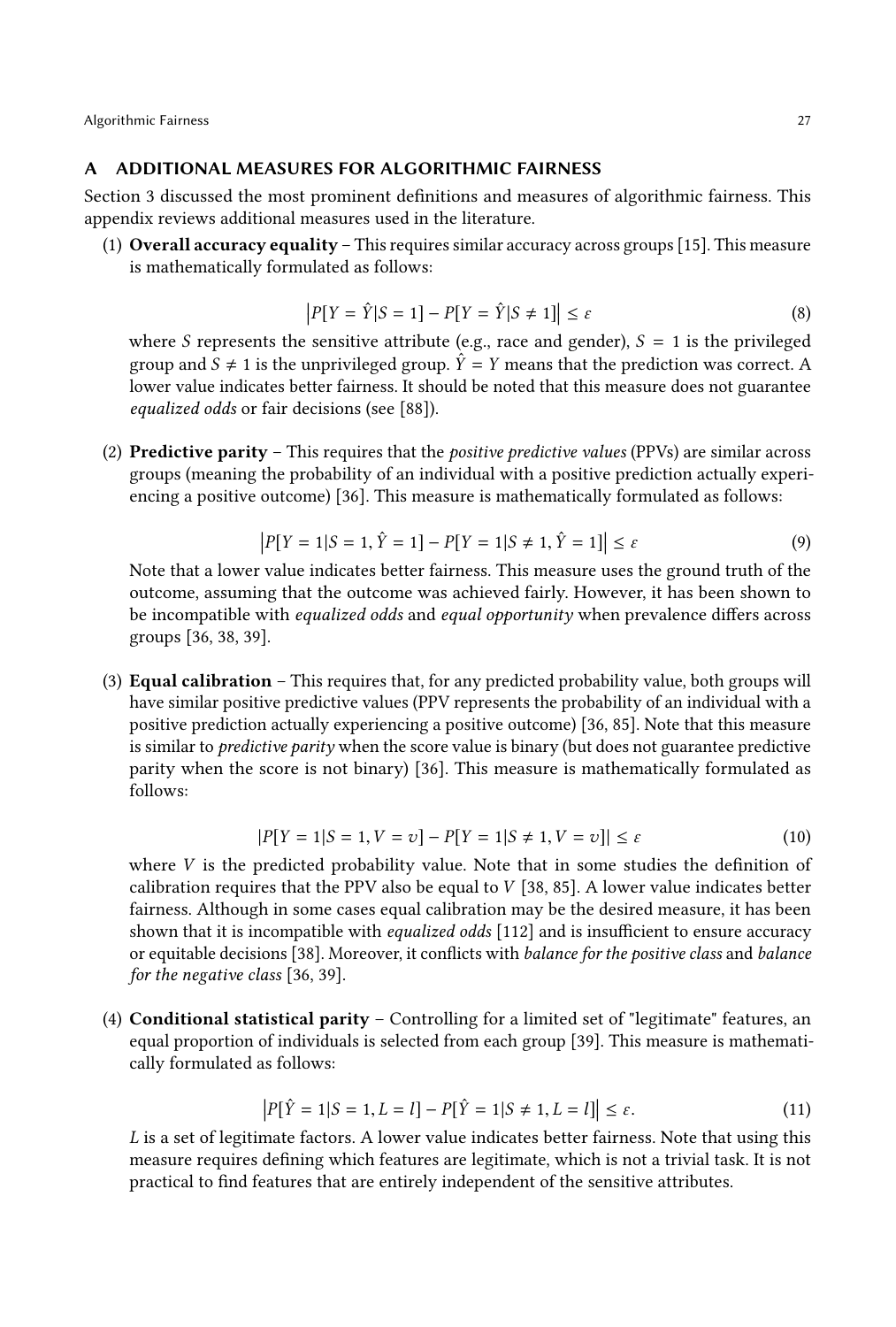## A ADDITIONAL MEASURES FOR ALGORITHMIC FAIRNESS

Section 3 discussed the most prominent definitions and measures of algorithmic fairness. This appendix reviews additional measures used in the literature.

(1) **Overall accuracy equality** – This requires similar accuracy across groups [15]. This measure is mathematically formulated as follows:

$$\left|P[Y = \hat{Y}|S = 1] - P[Y = \hat{Y}|S \neq 1]\right| \leq \varepsilon \tag{8}$$

where $S$ represents the sensitive attribute (e.g., race and gender), $S = 1$ is the privileged group and $S \neq 1$ is the unprivileged group. $\hat{Y} = Y$ means that the prediction was correct. A lower value indicates better fairness. It should be noted that this measure does not guarantee *equalized odds* or fair decisions (see [88]).

(2) **Predictive parity** – This requires that the *positive predictive values* (PPVs) are similar across groups (meaning the probability of an individual with a positive prediction actually experiencing a positive outcome) [36]. This measure is mathematically formulated as follows:

$$\left|P[Y = 1|S = 1, \hat{Y} = 1] - P[Y = 1|S \neq 1, \hat{Y} = 1]\right| \leq \varepsilon \tag{9}$$

Note that a lower value indicates better fairness. This measure uses the ground truth of the outcome, assuming that the outcome was achieved fairly. However, it has been shown to be incompatible with *equalized odds* and *equal opportunity* when prevalence differs across groups [36, 38, 39].

(3) **Equal calibration** – This requires that, for any predicted probability value, both groups will have similar positive predictive values (PPV represents the probability of an individual with a positive prediction actually experiencing a positive outcome) [36, 85]. Note that this measure is similar to *predictive parity* when the score value is binary (but does not guarantee predictive parity when the score is not binary) [36]. This measure is mathematically formulated as follows:

$$|P[Y = 1|S = 1, V = v] - P[Y = 1|S \neq 1, V = v]| \leq \varepsilon \tag{10}$$

where $V$ is the predicted probability value. Note that in some studies the definition of calibration requires that the PPV also be equal to $V$ [38, 85]. A lower value indicates better fairness. Although in some cases equal calibration may be the desired measure, it has been shown that it is incompatible with *equalized odds* [112] and is insufficient to ensure accuracy or equitable decisions [38]. Moreover, it conflicts with *balance for the positive class* and *balance for the negative class* [36, 39].

(4) **Conditional statistical parity** – Controlling for a limited set of "legitimate" features, an equal proportion of individuals is selected from each group [39]. This measure is mathematically formulated as follows:

$$\left|P[\hat{Y} = 1|S = 1, L = l] - P[\hat{Y} = 1|S \neq 1, L = l]\right| \leq \varepsilon. \tag{11}$$

$L$ is a set of legitimate factors. A lower value indicates better fairness. Note that using this measure requires defining which features are legitimate, which is not a trivial task. It is not practical to find features that are entirely independent of the sensitive attributes.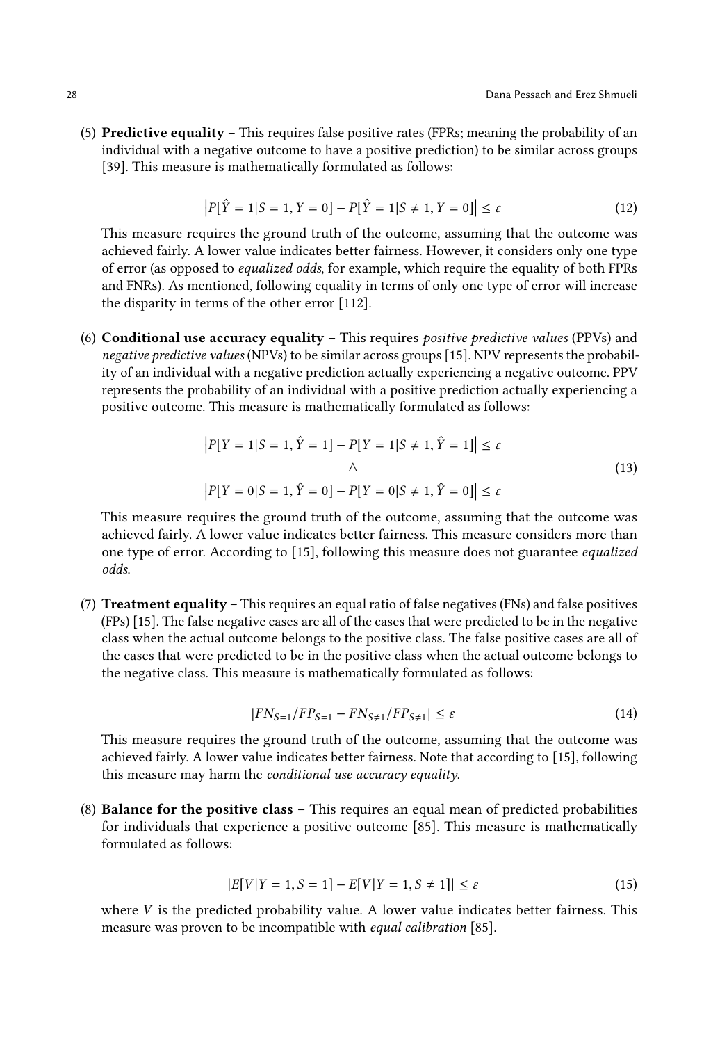(5) **Predictive equality** – This requires false positive rates (FPRs; meaning the probability of an individual with a negative outcome to have a positive prediction) to be similar across groups [39]. This measure is mathematically formulated as follows:

$$\left|P[\hat{Y}=1|S=1,Y=0]-P[\hat{Y}=1|S\neq 1,Y=0]\right|\leq \varepsilon \tag{12}$$

This measure requires the ground truth of the outcome, assuming that the outcome was achieved fairly. A lower value indicates better fairness. However, it considers only one type of error (as opposed to *equalized odds*, for example, which require the equality of both FPRs and FNRs). As mentioned, following equality in terms of only one type of error will increase the disparity in terms of the other error [112].

(6) **Conditional use accuracy equality** – This requires *positive predictive values* (PPVs) and *negative predictive values* (NPVs) to be similar across groups [15]. NPV represents the probability of an individual with a negative prediction actually experiencing a negative outcome. PPV represents the probability of an individual with a positive prediction actually experiencing a positive outcome. This measure is mathematically formulated as follows:

$$\begin{gathered}\left|P[Y=1|S=1,\hat{Y}=1]-P[Y=1|S\neq 1,\hat{Y}=1]\right|\leq \varepsilon\\ \wedge\\ \left|P[Y=0|S=1,\hat{Y}=0]-P[Y=0|S\neq 1,\hat{Y}=0]\right|\leq \varepsilon\end{gathered} \tag{13}$$

This measure requires the ground truth of the outcome, assuming that the outcome was achieved fairly. A lower value indicates better fairness. This measure considers more than one type of error. According to [15], following this measure does not guarantee *equalized odds*.

(7) **Treatment equality** – This requires an equal ratio of false negatives (FNs) and false positives (FPs) [15]. The false negative cases are all of the cases that were predicted to be in the negative class when the actual outcome belongs to the positive class. The false positive cases are all of the cases that were predicted to be in the positive class when the actual outcome belongs to the negative class. This measure is mathematically formulated as follows:

$$|FN_{S=1}/FP_{S=1}-FN_{S\neq 1}/FP_{S\neq 1}|\leq \varepsilon \tag{14}$$

This measure requires the ground truth of the outcome, assuming that the outcome was achieved fairly. A lower value indicates better fairness. Note that according to [15], following this measure may harm the *conditional use accuracy equality*.

(8) **Balance for the positive class** – This requires an equal mean of predicted probabilities for individuals that experience a positive outcome [85]. This measure is mathematically formulated as follows:

$$|E[V|Y=1,S=1]-E[V|Y=1,S\neq 1]|\leq \varepsilon \tag{15}$$

where $V$ is the predicted probability value. A lower value indicates better fairness. This measure was proven to be incompatible with *equal calibration* [85].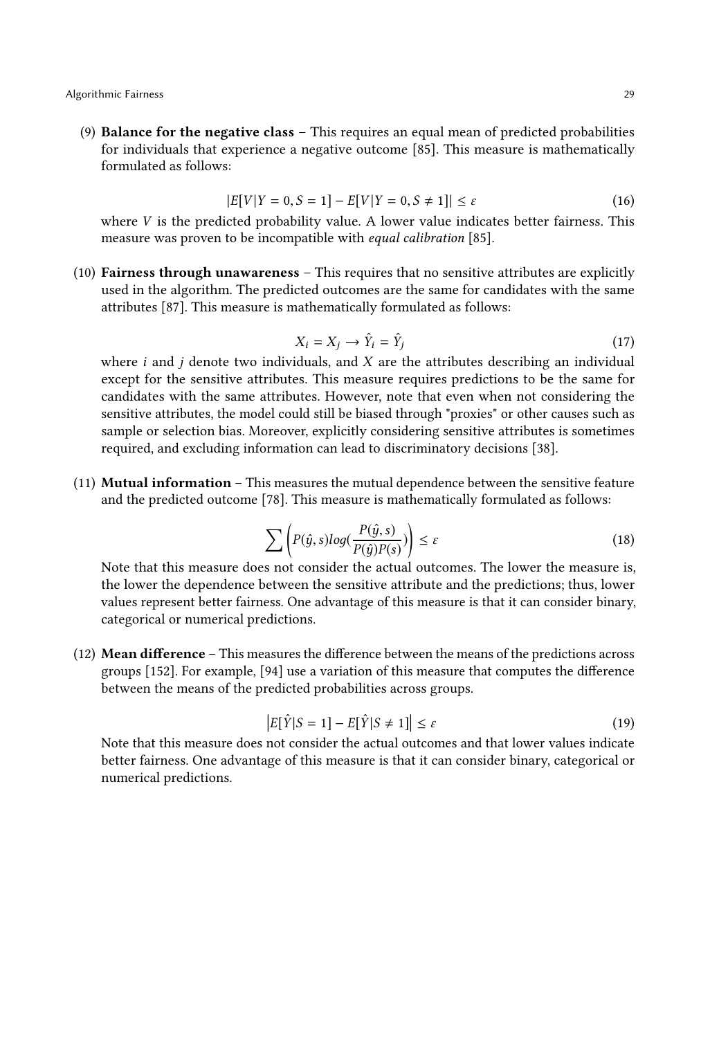(9) **Balance for the negative class** – This requires an equal mean of predicted probabilities for individuals that experience a negative outcome [85]. This measure is mathematically formulated as follows:

$$|E[V|Y = 0, S = 1] - E[V|Y = 0, S \neq 1]| \leq \varepsilon \tag{16}$$

where $V$ is the predicted probability value. A lower value indicates better fairness. This measure was proven to be incompatible with *equal calibration* [85].

(10) **Fairness through unawareness** – This requires that no sensitive attributes are explicitly used in the algorithm. The predicted outcomes are the same for candidates with the same attributes [87]. This measure is mathematically formulated as follows:

$$X_i = X_j \rightarrow \hat{Y}_i = \hat{Y}_j \tag{17}$$

where $i$ and $j$ denote two individuals, and $X$ are the attributes describing an individual except for the sensitive attributes. This measure requires predictions to be the same for candidates with the same attributes. However, note that even when not considering the sensitive attributes, the model could still be biased through "proxies" or other causes such as sample or selection bias. Moreover, explicitly considering sensitive attributes is sometimes required, and excluding information can lead to discriminatory decisions [38].

(11) **Mutual information** – This measures the mutual dependence between the sensitive feature and the predicted outcome [78]. This measure is mathematically formulated as follows:

$$\sum \left( P(\hat{y}, s) log(\frac{P(\hat{y}, s)}{P(\hat{y})P(s)}) \right) \leq \varepsilon \tag{18}$$

Note that this measure does not consider the actual outcomes. The lower the measure is, the lower the dependence between the sensitive attribute and the predictions; thus, lower values represent better fairness. One advantage of this measure is that it can consider binary, categorical or numerical predictions.

(12) **Mean difference** – This measures the difference between the means of the predictions across groups [152]. For example, [94] use a variation of this measure that computes the difference between the means of the predicted probabilities across groups.

$$\left| E[\hat{Y}|S = 1] - E[\hat{Y}|S \neq 1] \right| \leq \varepsilon \tag{19}$$

Note that this measure does not consider the actual outcomes and that lower values indicate better fairness. One advantage of this measure is that it can consider binary, categorical or numerical predictions.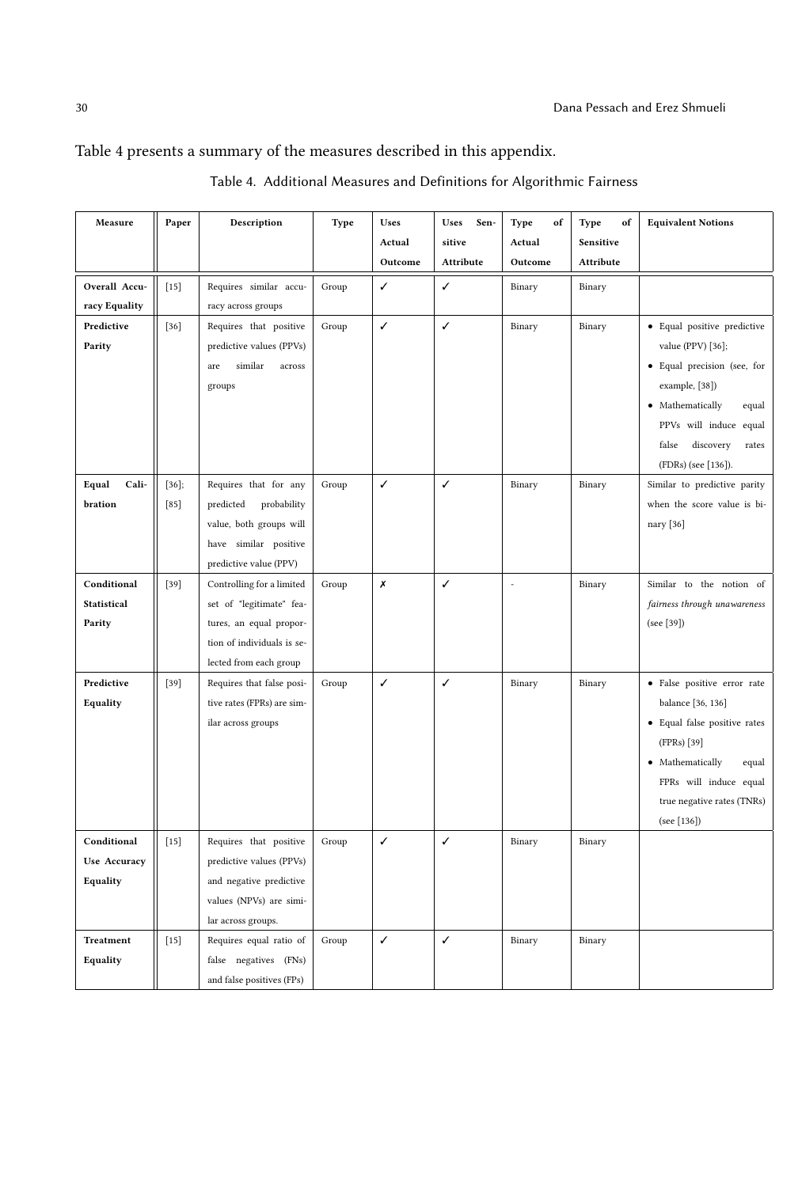Table 4 presents a summary of the measures described in this appendix.

Table 4. Additional Measures and Definitions for Algorithmic Fairness

| Measure | Paper | Description | Type | Uses Actual Outcome | Uses Sensitive Attribute | Type of Actual Outcome | Type of Sensitive Attribute | Equivalent Notions |
|---|---|---|---|---|---|---|---|---|
| **Overall Accuracy Equality** | [15] | Requires similar accuracy across groups | Group | ✓ | ✓ | Binary | Binary | |
| **Predictive Parity** | [36] | Requires that positive predictive values (PPVs) are similar across groups | Group | ✓ | ✓ | Binary | Binary | • Equal positive predictive value (PPV) [36]; • Equal precision (see, for example, [38]) • Mathematically equal PPVs will induce equal false discovery rates (FDRs) (see [136]). |
| **Equal Calibration** | [36]; [85] | Requires that for any predicted probability value, both groups will have similar positive predictive value (PPV) | Group | ✓ | ✓ | Binary | Binary | Similar to predictive parity when the score value is binary [36] |
| **Conditional Statistical Parity** | [39] | Controlling for a limited set of "legitimate" features, an equal proportion of individuals is selected from each group | Group | ✗ | ✓ | - | Binary | Similar to the notion of *fairness through unawareness* (see [39]) |
| **Predictive Equality** | [39] | Requires that false positive rates (FPRs) are similar across groups | Group | ✓ | ✓ | Binary | Binary | • False positive error rate balance [36, 136] • Equal false positive rates (FPRs) [39] • Mathematically equal FPRs will induce equal true negative rates (TNRs) (see [136]) |
| **Conditional Use Accuracy Equality** | [15] | Requires that positive predictive values (PPVs) and negative predictive values (NPVs) are similar across groups. | Group | ✓ | ✓ | Binary | Binary | |
| **Treatment Equality** | [15] | Requires equal ratio of false negatives (FNs) and false positives (FPs) | Group | ✓ | ✓ | Binary | Binary | |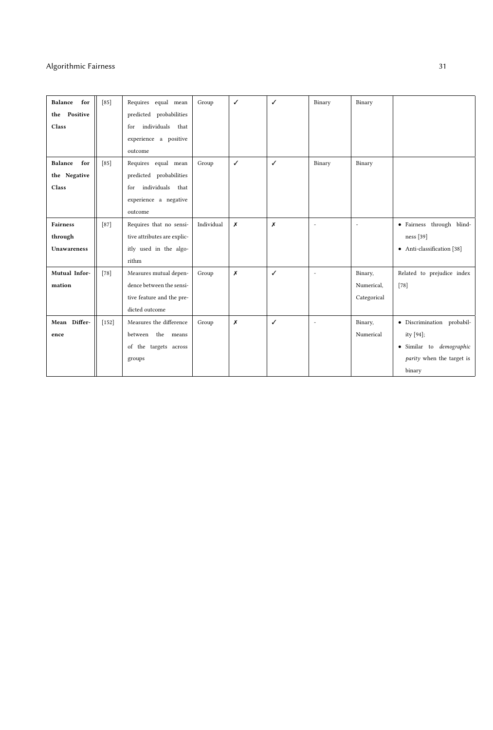| | | | | | | | | |
|---|---|---|---|---|---|---|---|---|
| **Balance for the Positive Class** | [85] | Requires equal mean predicted probabilities for individuals that experience a positive outcome | Group | ✓ | ✓ | Binary | Binary | |
| **Balance for the Negative Class** | [85] | Requires equal mean predicted probabilities for individuals that experience a negative outcome | Group | ✓ | ✓ | Binary | Binary | |
| **Fairness through Unawareness** | [87] | Requires that no sensitive attributes are explicitly used in the algorithm | Individual | ✗ | ✗ | - | - | • Fairness through blindness [39] • Anti-classification [38] |
| **Mutual Information** | [78] | Measures mutual dependence between the sensitive feature and the predicted outcome | Group | ✗ | ✓ | - | Binary, Numerical, Categorical | Related to prejudice index [78] |
| **Mean Difference** | [152] | Measures the difference between the means of the targets across groups | Group | ✗ | ✓ | - | Binary, Numerical | • Discrimination probability [94]; • Similar to *demographic parity* when the target is binary |